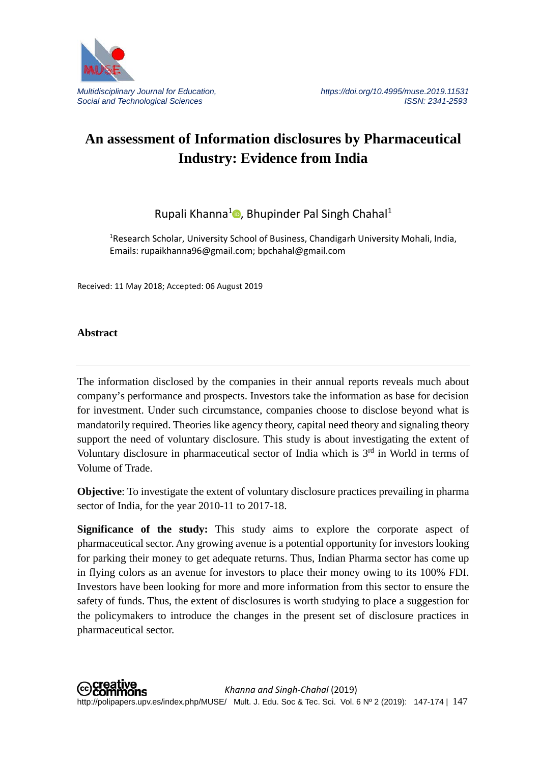Multidisciplinary Journal for Education, Social and Technological Sciences

https://doi.org/10.4995/muse.2019.11531
ISSN: 2341-2593

# An assessment of Information disclosures by Pharmaceutical Industry: Evidence from India

Rupali Khanna[1], Bhupinder Pal Singh Chahal[1]

[1]Research Scholar, University School of Business, Chandigarh University Mohali, India, Emails: rupaikhanna96@gmail.com; bpchahal@gmail.com

Received: 11 May 2018; Accepted: 06 August 2019

## Abstract

The information disclosed by the companies in their annual reports reveals much about company's performance and prospects. Investors take the information as base for decision for investment. Under such circumstance, companies choose to disclose beyond what is mandatorily required. Theories like agency theory, capital need theory and signaling theory support the need of voluntary disclosure. This study is about investigating the extent of Voluntary disclosure in pharmaceutical sector of India which is 3rd in World in terms of Volume of Trade.

**Objective**: To investigate the extent of voluntary disclosure practices prevailing in pharma sector of India, for the year 2010-11 to 2017-18.

**Significance of the study:** This study aims to explore the corporate aspect of pharmaceutical sector. Any growing avenue is a potential opportunity for investors looking for parking their money to get adequate returns. Thus, Indian Pharma sector has come up in flying colors as an avenue for investors to place their money owing to its 100% FDI. Investors have been looking for more and more information from this sector to ensure the safety of funds. Thus, the extent of disclosures is worth studying to place a suggestion for the policymakers to introduce the changes in the present set of disclosure practices in pharmaceutical sector.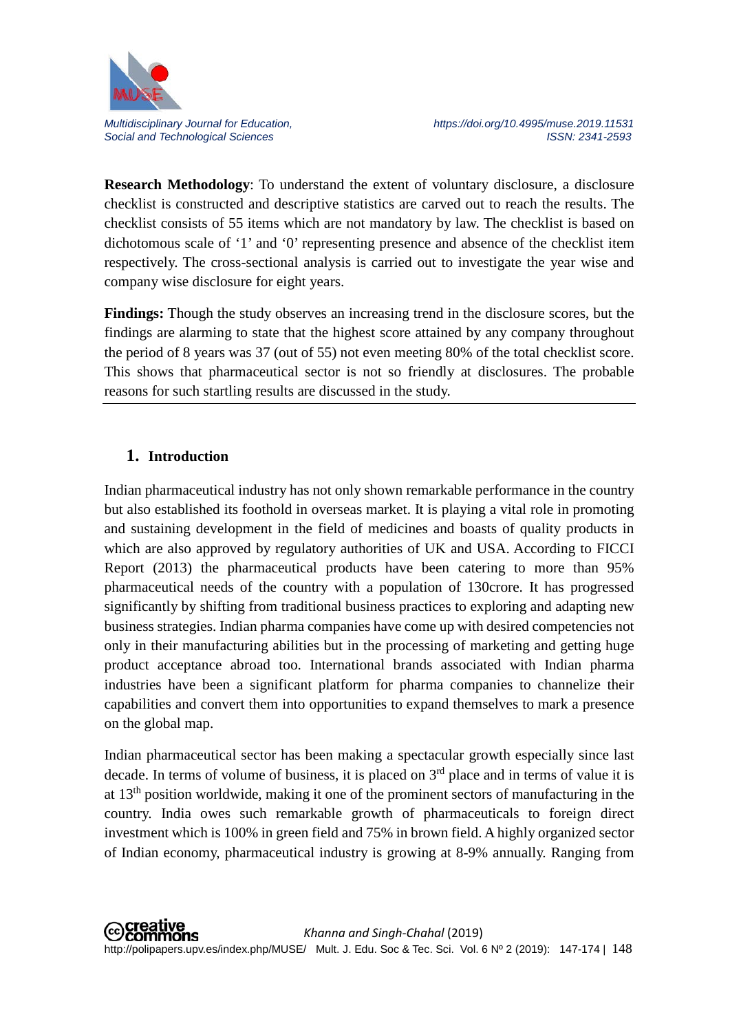**Research Methodology**: To understand the extent of voluntary disclosure, a disclosure checklist is constructed and descriptive statistics are carved out to reach the results. The checklist consists of 55 items which are not mandatory by law. The checklist is based on dichotomous scale of '1' and '0' representing presence and absence of the checklist item respectively. The cross-sectional analysis is carried out to investigate the year wise and company wise disclosure for eight years.

**Findings:** Though the study observes an increasing trend in the disclosure scores, but the findings are alarming to state that the highest score attained by any company throughout the period of 8 years was 37 (out of 55) not even meeting 80% of the total checklist score. This shows that pharmaceutical sector is not so friendly at disclosures. The probable reasons for such startling results are discussed in the study.

---

## 1. Introduction

Indian pharmaceutical industry has not only shown remarkable performance in the country but also established its foothold in overseas market. It is playing a vital role in promoting and sustaining development in the field of medicines and boasts of quality products in which are also approved by regulatory authorities of UK and USA. According to FICCI Report (2013) the pharmaceutical products have been catering to more than 95% pharmaceutical needs of the country with a population of 130crore. It has progressed significantly by shifting from traditional business practices to exploring and adapting new business strategies. Indian pharma companies have come up with desired competencies not only in their manufacturing abilities but in the processing of marketing and getting huge product acceptance abroad too. International brands associated with Indian pharma industries have been a significant platform for pharma companies to channelize their capabilities and convert them into opportunities to expand themselves to mark a presence on the global map.

Indian pharmaceutical sector has been making a spectacular growth especially since last decade. In terms of volume of business, it is placed on 3rd place and in terms of value it is at 13th position worldwide, making it one of the prominent sectors of manufacturing in the country. India owes such remarkable growth of pharmaceuticals to foreign direct investment which is 100% in green field and 75% in brown field. A highly organized sector of Indian economy, pharmaceutical industry is growing at 8-9% annually. Ranging from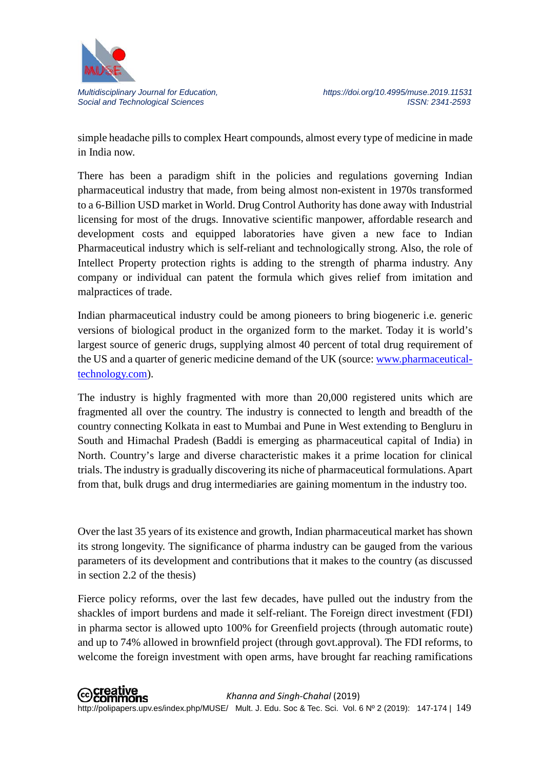simple headache pills to complex Heart compounds, almost every type of medicine in made in India now.

There has been a paradigm shift in the policies and regulations governing Indian pharmaceutical industry that made, from being almost non-existent in 1970s transformed to a 6-Billion USD market in World. Drug Control Authority has done away with Industrial licensing for most of the drugs. Innovative scientific manpower, affordable research and development costs and equipped laboratories have given a new face to Indian Pharmaceutical industry which is self-reliant and technologically strong. Also, the role of Intellect Property protection rights is adding to the strength of pharma industry. Any company or individual can patent the formula which gives relief from imitation and malpractices of trade.

Indian pharmaceutical industry could be among pioneers to bring biogeneric i.e. generic versions of biological product in the organized form to the market. Today it is world's largest source of generic drugs, supplying almost 40 percent of total drug requirement of the US and a quarter of generic medicine demand of the UK (source: [www.pharmaceutical-technology.com](http://www.pharmaceutical-technology.com)).

The industry is highly fragmented with more than 20,000 registered units which are fragmented all over the country. The industry is connected to length and breadth of the country connecting Kolkata in east to Mumbai and Pune in West extending to Bengluru in South and Himachal Pradesh (Baddi is emerging as pharmaceutical capital of India) in North. Country's large and diverse characteristic makes it a prime location for clinical trials. The industry is gradually discovering its niche of pharmaceutical formulations. Apart from that, bulk drugs and drug intermediaries are gaining momentum in the industry too.

Over the last 35 years of its existence and growth, Indian pharmaceutical market has shown its strong longevity. The significance of pharma industry can be gauged from the various parameters of its development and contributions that it makes to the country (as discussed in section 2.2 of the thesis)

Fierce policy reforms, over the last few decades, have pulled out the industry from the shackles of import burdens and made it self-reliant. The Foreign direct investment (FDI) in pharma sector is allowed upto 100% for Greenfield projects (through automatic route) and up to 74% allowed in brownfield project (through govt.approval). The FDI reforms, to welcome the foreign investment with open arms, have brought far reaching ramifications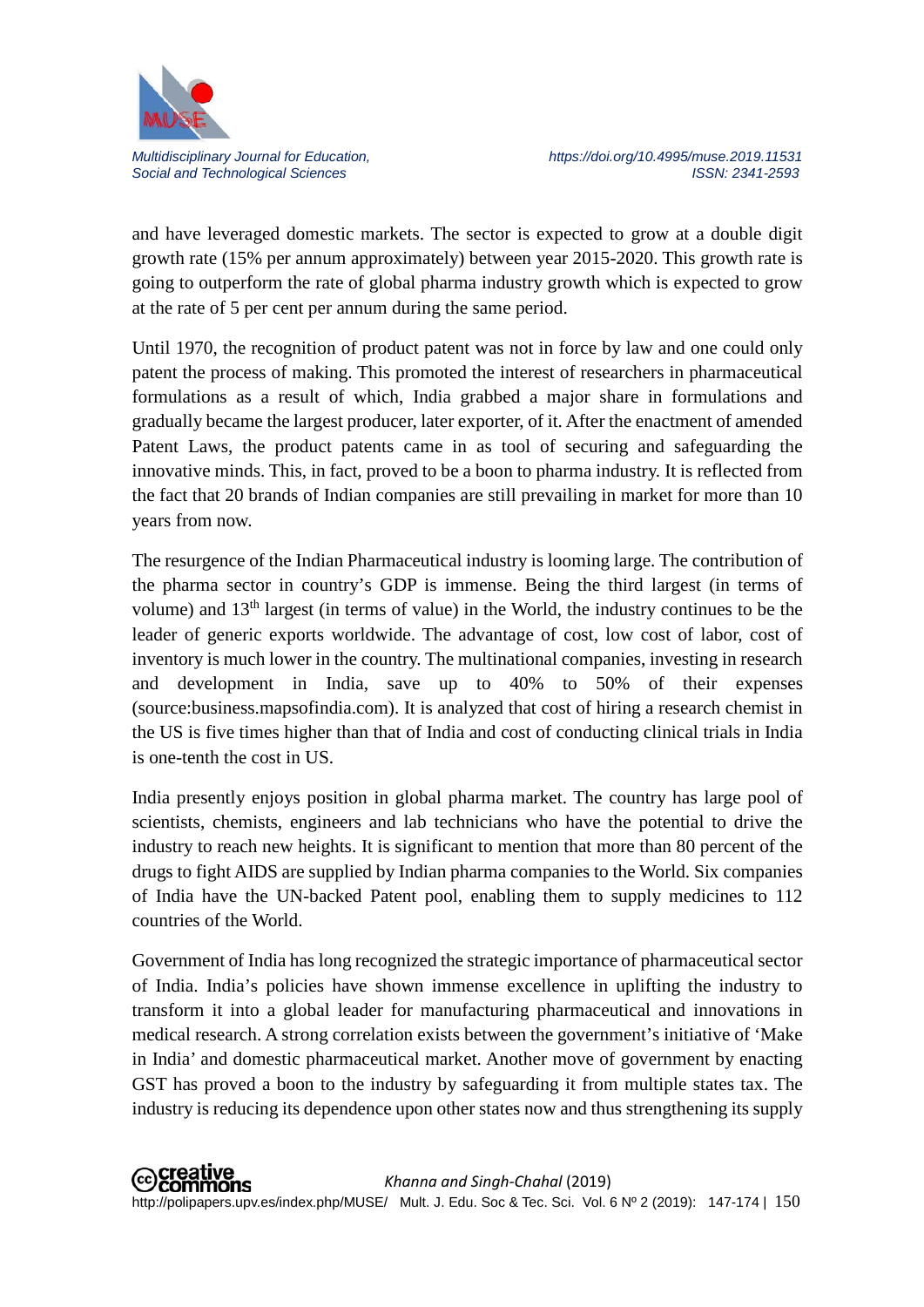and have leveraged domestic markets. The sector is expected to grow at a double digit growth rate (15% per annum approximately) between year 2015-2020. This growth rate is going to outperform the rate of global pharma industry growth which is expected to grow at the rate of 5 per cent per annum during the same period.

Until 1970, the recognition of product patent was not in force by law and one could only patent the process of making. This promoted the interest of researchers in pharmaceutical formulations as a result of which, India grabbed a major share in formulations and gradually became the largest producer, later exporter, of it. After the enactment of amended Patent Laws, the product patents came in as tool of securing and safeguarding the innovative minds. This, in fact, proved to be a boon to pharma industry. It is reflected from the fact that 20 brands of Indian companies are still prevailing in market for more than 10 years from now.

The resurgence of the Indian Pharmaceutical industry is looming large. The contribution of the pharma sector in country's GDP is immense. Being the third largest (in terms of volume) and 13th largest (in terms of value) in the World, the industry continues to be the leader of generic exports worldwide. The advantage of cost, low cost of labor, cost of inventory is much lower in the country. The multinational companies, investing in research and development in India, save up to 40% to 50% of their expenses (source:business.mapsofindia.com). It is analyzed that cost of hiring a research chemist in the US is five times higher than that of India and cost of conducting clinical trials in India is one-tenth the cost in US.

India presently enjoys position in global pharma market. The country has large pool of scientists, chemists, engineers and lab technicians who have the potential to drive the industry to reach new heights. It is significant to mention that more than 80 percent of the drugs to fight AIDS are supplied by Indian pharma companies to the World. Six companies of India have the UN-backed Patent pool, enabling them to supply medicines to 112 countries of the World.

Government of India has long recognized the strategic importance of pharmaceutical sector of India. India's policies have shown immense excellence in uplifting the industry to transform it into a global leader for manufacturing pharmaceutical and innovations in medical research. A strong correlation exists between the government's initiative of 'Make in India' and domestic pharmaceutical market. Another move of government by enacting GST has proved a boon to the industry by safeguarding it from multiple states tax. The industry is reducing its dependence upon other states now and thus strengthening its supply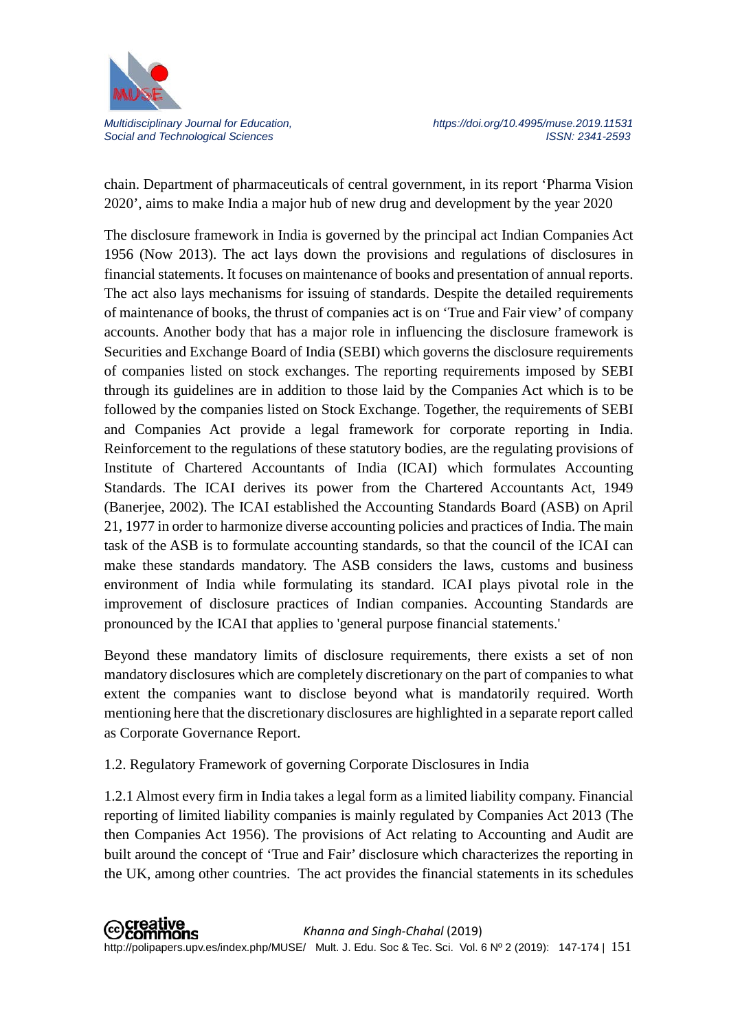chain. Department of pharmaceuticals of central government, in its report 'Pharma Vision 2020', aims to make India a major hub of new drug and development by the year 2020

The disclosure framework in India is governed by the principal act Indian Companies Act 1956 (Now 2013). The act lays down the provisions and regulations of disclosures in financial statements. It focuses on maintenance of books and presentation of annual reports. The act also lays mechanisms for issuing of standards. Despite the detailed requirements of maintenance of books, the thrust of companies act is on 'True and Fair view' of company accounts. Another body that has a major role in influencing the disclosure framework is Securities and Exchange Board of India (SEBI) which governs the disclosure requirements of companies listed on stock exchanges. The reporting requirements imposed by SEBI through its guidelines are in addition to those laid by the Companies Act which is to be followed by the companies listed on Stock Exchange. Together, the requirements of SEBI and Companies Act provide a legal framework for corporate reporting in India. Reinforcement to the regulations of these statutory bodies, are the regulating provisions of Institute of Chartered Accountants of India (ICAI) which formulates Accounting Standards. The ICAI derives its power from the Chartered Accountants Act, 1949 (Banerjee, 2002). The ICAI established the Accounting Standards Board (ASB) on April 21, 1977 in order to harmonize diverse accounting policies and practices of India. The main task of the ASB is to formulate accounting standards, so that the council of the ICAI can make these standards mandatory. The ASB considers the laws, customs and business environment of India while formulating its standard. ICAI plays pivotal role in the improvement of disclosure practices of Indian companies. Accounting Standards are pronounced by the ICAI that applies to 'general purpose financial statements.'

Beyond these mandatory limits of disclosure requirements, there exists a set of non mandatory disclosures which are completely discretionary on the part of companies to what extent the companies want to disclose beyond what is mandatorily required. Worth mentioning here that the discretionary disclosures are highlighted in a separate report called as Corporate Governance Report.

### 1.2. Regulatory Framework of governing Corporate Disclosures in India

1.2.1 Almost every firm in India takes a legal form as a limited liability company. Financial reporting of limited liability companies is mainly regulated by Companies Act 2013 (The then Companies Act 1956). The provisions of Act relating to Accounting and Audit are built around the concept of 'True and Fair' disclosure which characterizes the reporting in the UK, among other countries. The act provides the financial statements in its schedules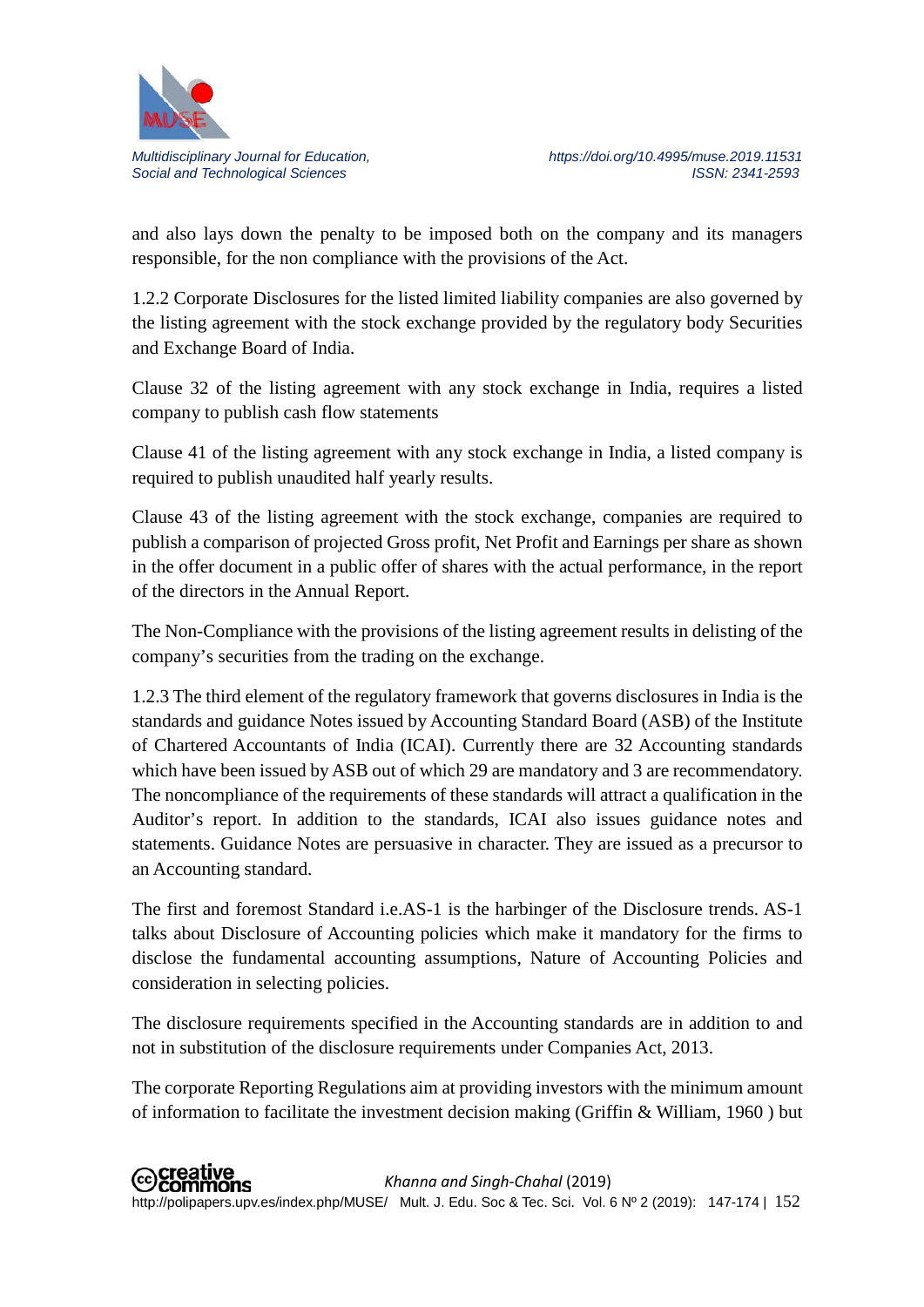and also lays down the penalty to be imposed both on the company and its managers responsible, for the non compliance with the provisions of the Act.

1.2.2 Corporate Disclosures for the listed limited liability companies are also governed by the listing agreement with the stock exchange provided by the regulatory body Securities and Exchange Board of India.

Clause 32 of the listing agreement with any stock exchange in India, requires a listed company to publish cash flow statements

Clause 41 of the listing agreement with any stock exchange in India, a listed company is required to publish unaudited half yearly results.

Clause 43 of the listing agreement with the stock exchange, companies are required to publish a comparison of projected Gross profit, Net Profit and Earnings per share as shown in the offer document in a public offer of shares with the actual performance, in the report of the directors in the Annual Report.

The Non-Compliance with the provisions of the listing agreement results in delisting of the company's securities from the trading on the exchange.

1.2.3 The third element of the regulatory framework that governs disclosures in India is the standards and guidance Notes issued by Accounting Standard Board (ASB) of the Institute of Chartered Accountants of India (ICAI). Currently there are 32 Accounting standards which have been issued by ASB out of which 29 are mandatory and 3 are recommendatory. The noncompliance of the requirements of these standards will attract a qualification in the Auditor's report. In addition to the standards, ICAI also issues guidance notes and statements. Guidance Notes are persuasive in character. They are issued as a precursor to an Accounting standard.

The first and foremost Standard i.e.AS-1 is the harbinger of the Disclosure trends. AS-1 talks about Disclosure of Accounting policies which make it mandatory for the firms to disclose the fundamental accounting assumptions, Nature of Accounting Policies and consideration in selecting policies.

The disclosure requirements specified in the Accounting standards are in addition to and not in substitution of the disclosure requirements under Companies Act, 2013.

The corporate Reporting Regulations aim at providing investors with the minimum amount of information to facilitate the investment decision making (Griffin & William, 1960 ) but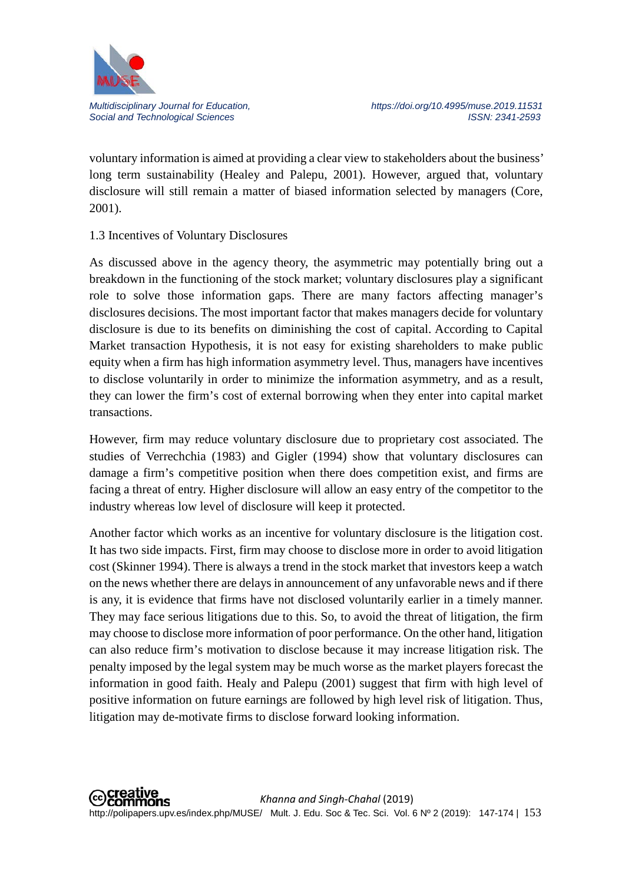voluntary information is aimed at providing a clear view to stakeholders about the business' long term sustainability (Healey and Palepu, 2001). However, argued that, voluntary disclosure will still remain a matter of biased information selected by managers (Core, 2001).

### 1.3 Incentives of Voluntary Disclosures

As discussed above in the agency theory, the asymmetric may potentially bring out a breakdown in the functioning of the stock market; voluntary disclosures play a significant role to solve those information gaps. There are many factors affecting manager's disclosures decisions. The most important factor that makes managers decide for voluntary disclosure is due to its benefits on diminishing the cost of capital. According to Capital Market transaction Hypothesis, it is not easy for existing shareholders to make public equity when a firm has high information asymmetry level. Thus, managers have incentives to disclose voluntarily in order to minimize the information asymmetry, and as a result, they can lower the firm's cost of external borrowing when they enter into capital market transactions.

However, firm may reduce voluntary disclosure due to proprietary cost associated. The studies of Verrechchia (1983) and Gigler (1994) show that voluntary disclosures can damage a firm's competitive position when there does competition exist, and firms are facing a threat of entry. Higher disclosure will allow an easy entry of the competitor to the industry whereas low level of disclosure will keep it protected.

Another factor which works as an incentive for voluntary disclosure is the litigation cost. It has two side impacts. First, firm may choose to disclose more in order to avoid litigation cost (Skinner 1994). There is always a trend in the stock market that investors keep a watch on the news whether there are delays in announcement of any unfavorable news and if there is any, it is evidence that firms have not disclosed voluntarily earlier in a timely manner. They may face serious litigations due to this. So, to avoid the threat of litigation, the firm may choose to disclose more information of poor performance. On the other hand, litigation can also reduce firm's motivation to disclose because it may increase litigation risk. The penalty imposed by the legal system may be much worse as the market players forecast the information in good faith. Healy and Palepu (2001) suggest that firm with high level of positive information on future earnings are followed by high level risk of litigation. Thus, litigation may de-motivate firms to disclose forward looking information.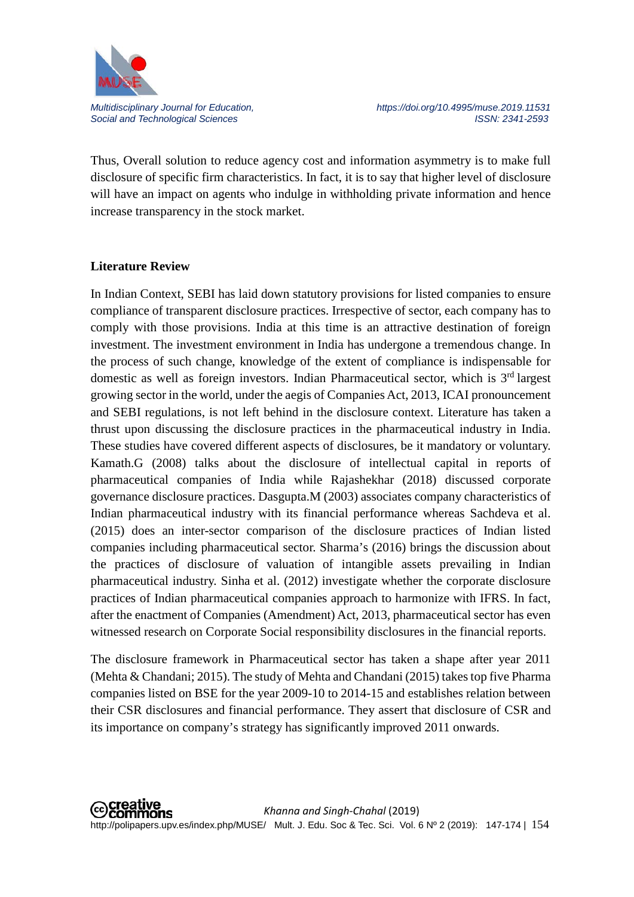Thus, Overall solution to reduce agency cost and information asymmetry is to make full disclosure of specific firm characteristics. In fact, it is to say that higher level of disclosure will have an impact on agents who indulge in withholding private information and hence increase transparency in the stock market.

## Literature Review

In Indian Context, SEBI has laid down statutory provisions for listed companies to ensure compliance of transparent disclosure practices. Irrespective of sector, each company has to comply with those provisions. India at this time is an attractive destination of foreign investment. The investment environment in India has undergone a tremendous change. In the process of such change, knowledge of the extent of compliance is indispensable for domestic as well as foreign investors. Indian Pharmaceutical sector, which is 3rd largest growing sector in the world, under the aegis of Companies Act, 2013, ICAI pronouncement and SEBI regulations, is not left behind in the disclosure context. Literature has taken a thrust upon discussing the disclosure practices in the pharmaceutical industry in India. These studies have covered different aspects of disclosures, be it mandatory or voluntary. Kamath.G (2008) talks about the disclosure of intellectual capital in reports of pharmaceutical companies of India while Rajashekhar (2018) discussed corporate governance disclosure practices. Dasgupta.M (2003) associates company characteristics of Indian pharmaceutical industry with its financial performance whereas Sachdeva et al. (2015) does an inter-sector comparison of the disclosure practices of Indian listed companies including pharmaceutical sector. Sharma's (2016) brings the discussion about the practices of disclosure of valuation of intangible assets prevailing in Indian pharmaceutical industry. Sinha et al. (2012) investigate whether the corporate disclosure practices of Indian pharmaceutical companies approach to harmonize with IFRS. In fact, after the enactment of Companies (Amendment) Act, 2013, pharmaceutical sector has even witnessed research on Corporate Social responsibility disclosures in the financial reports.

The disclosure framework in Pharmaceutical sector has taken a shape after year 2011 (Mehta & Chandani; 2015). The study of Mehta and Chandani (2015) takes top five Pharma companies listed on BSE for the year 2009-10 to 2014-15 and establishes relation between their CSR disclosures and financial performance. They assert that disclosure of CSR and its importance on company's strategy has significantly improved 2011 onwards.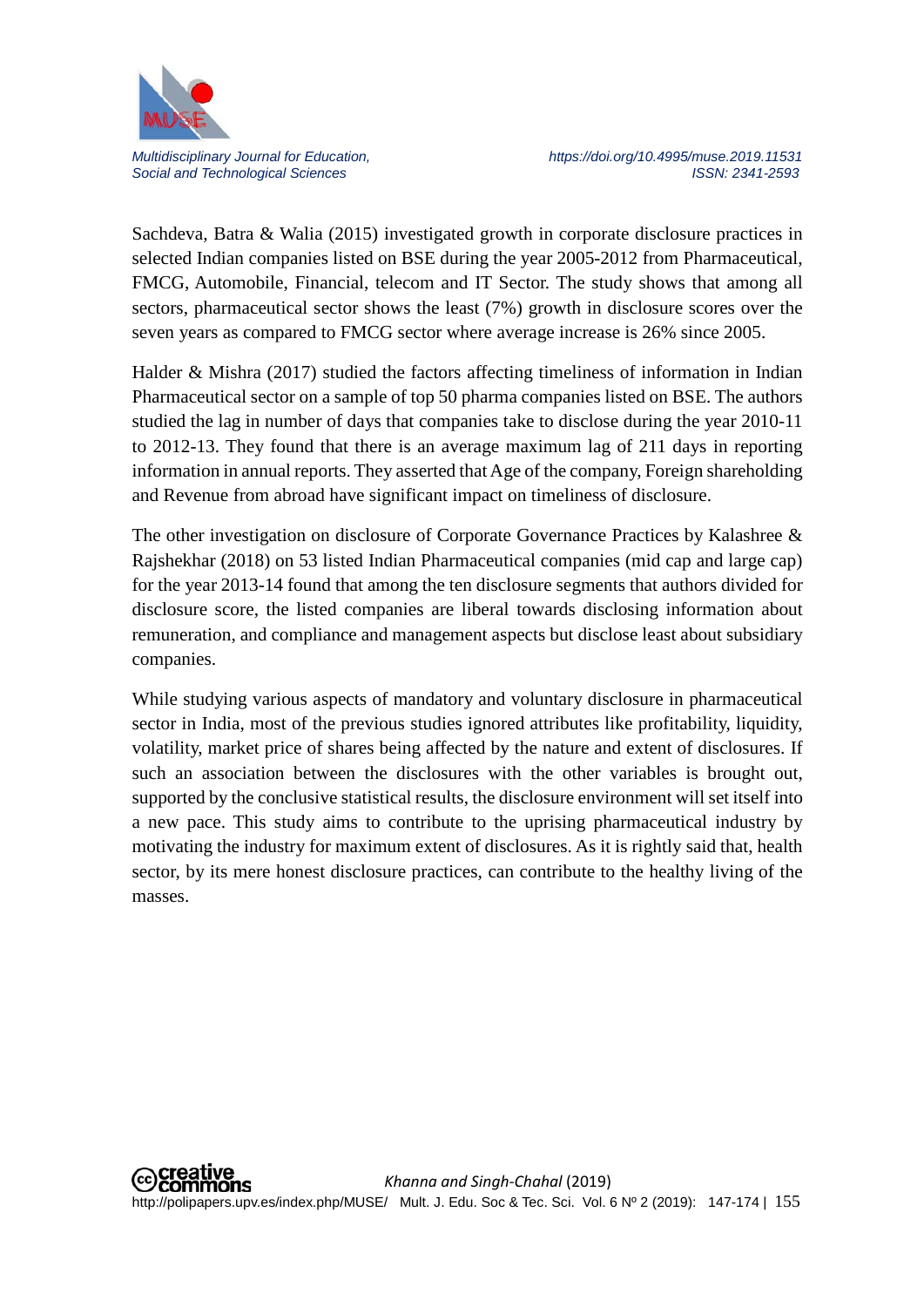Sachdeva, Batra & Walia (2015) investigated growth in corporate disclosure practices in selected Indian companies listed on BSE during the year 2005-2012 from Pharmaceutical, FMCG, Automobile, Financial, telecom and IT Sector. The study shows that among all sectors, pharmaceutical sector shows the least (7%) growth in disclosure scores over the seven years as compared to FMCG sector where average increase is 26% since 2005.

Halder & Mishra (2017) studied the factors affecting timeliness of information in Indian Pharmaceutical sector on a sample of top 50 pharma companies listed on BSE. The authors studied the lag in number of days that companies take to disclose during the year 2010-11 to 2012-13. They found that there is an average maximum lag of 211 days in reporting information in annual reports. They asserted that Age of the company, Foreign shareholding and Revenue from abroad have significant impact on timeliness of disclosure.

The other investigation on disclosure of Corporate Governance Practices by Kalashree & Rajshekhar (2018) on 53 listed Indian Pharmaceutical companies (mid cap and large cap) for the year 2013-14 found that among the ten disclosure segments that authors divided for disclosure score, the listed companies are liberal towards disclosing information about remuneration, and compliance and management aspects but disclose least about subsidiary companies.

While studying various aspects of mandatory and voluntary disclosure in pharmaceutical sector in India, most of the previous studies ignored attributes like profitability, liquidity, volatility, market price of shares being affected by the nature and extent of disclosures. If such an association between the disclosures with the other variables is brought out, supported by the conclusive statistical results, the disclosure environment will set itself into a new pace. This study aims to contribute to the uprising pharmaceutical industry by motivating the industry for maximum extent of disclosures. As it is rightly said that, health sector, by its mere honest disclosure practices, can contribute to the healthy living of the masses.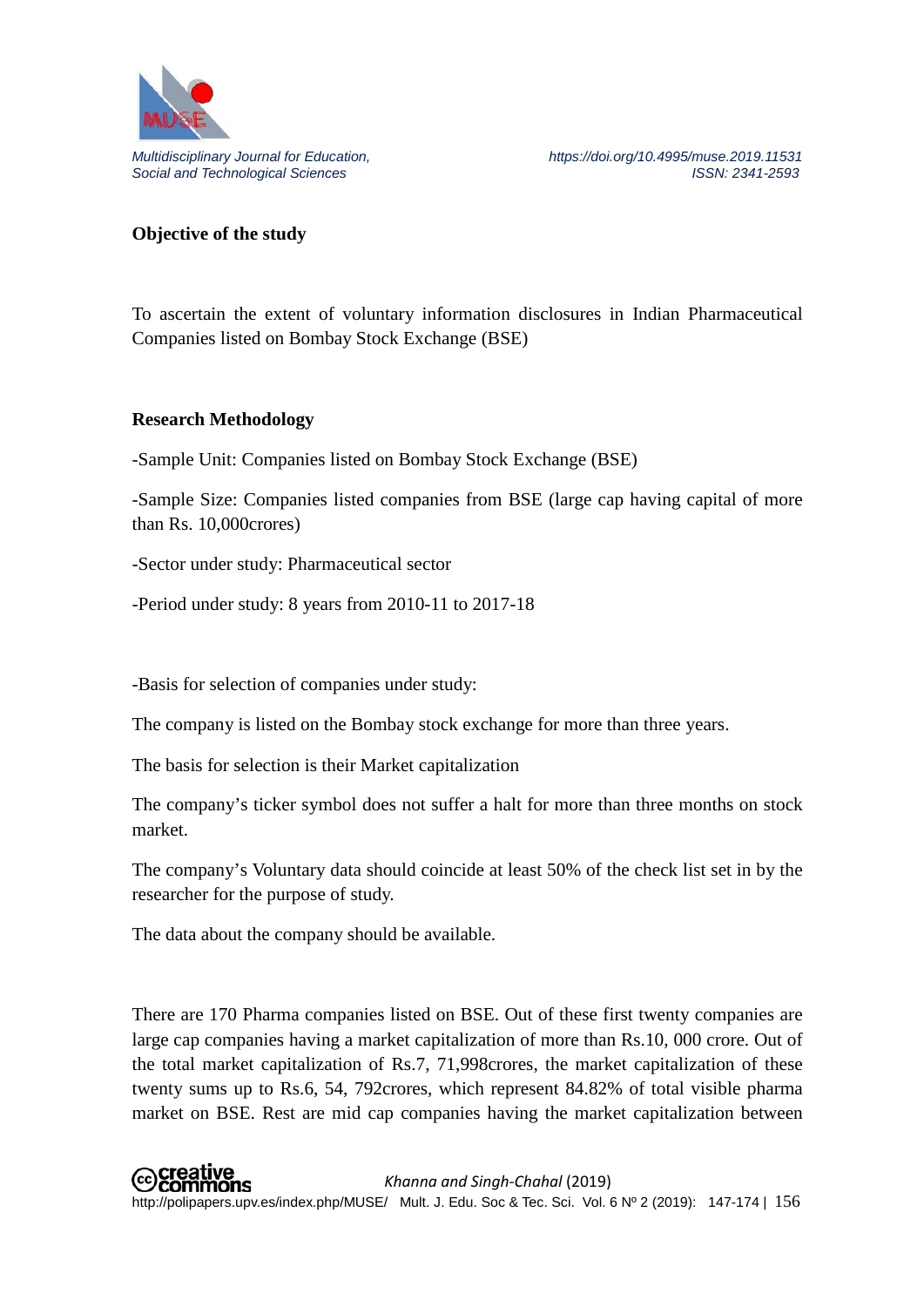**Objective of the study**

To ascertain the extent of voluntary information disclosures in Indian Pharmaceutical Companies listed on Bombay Stock Exchange (BSE)

**Research Methodology**

-Sample Unit: Companies listed on Bombay Stock Exchange (BSE)

-Sample Size: Companies listed companies from BSE (large cap having capital of more than Rs. 10,000crores)

-Sector under study: Pharmaceutical sector

-Period under study: 8 years from 2010-11 to 2017-18

-Basis for selection of companies under study:

The company is listed on the Bombay stock exchange for more than three years.

The basis for selection is their Market capitalization

The company's ticker symbol does not suffer a halt for more than three months on stock market.

The company's Voluntary data should coincide at least 50% of the check list set in by the researcher for the purpose of study.

The data about the company should be available.

There are 170 Pharma companies listed on BSE. Out of these first twenty companies are large cap companies having a market capitalization of more than Rs.10, 000 crore. Out of the total market capitalization of Rs.7, 71,998crores, the market capitalization of these twenty sums up to Rs.6, 54, 792crores, which represent 84.82% of total visible pharma market on BSE. Rest are mid cap companies having the market capitalization between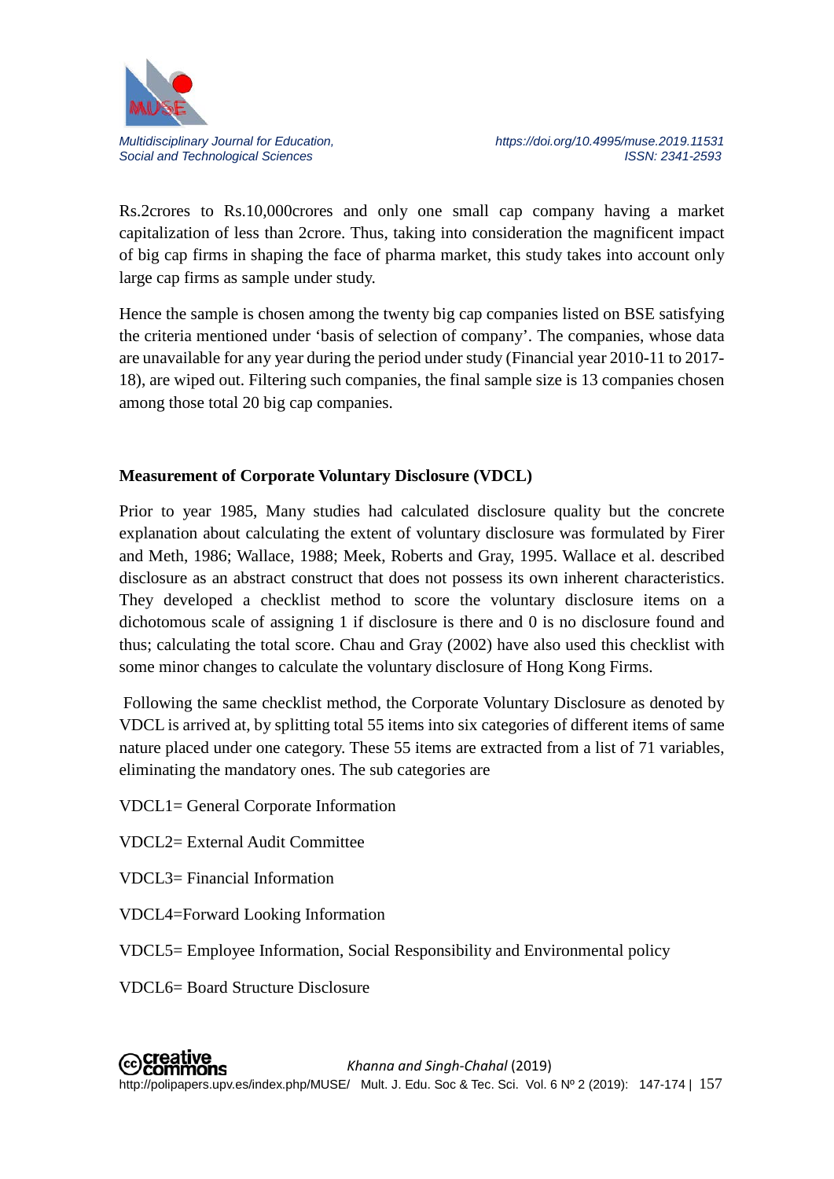Rs.2crores to Rs.10,000crores and only one small cap company having a market capitalization of less than 2crore. Thus, taking into consideration the magnificent impact of big cap firms in shaping the face of pharma market, this study takes into account only large cap firms as sample under study.

Hence the sample is chosen among the twenty big cap companies listed on BSE satisfying the criteria mentioned under 'basis of selection of company'. The companies, whose data are unavailable for any year during the period under study (Financial year 2010-11 to 2017-18), are wiped out. Filtering such companies, the final sample size is 13 companies chosen among those total 20 big cap companies.

### Measurement of Corporate Voluntary Disclosure (VDCL)

Prior to year 1985, Many studies had calculated disclosure quality but the concrete explanation about calculating the extent of voluntary disclosure was formulated by Firer and Meth, 1986; Wallace, 1988; Meek, Roberts and Gray, 1995. Wallace et al. described disclosure as an abstract construct that does not possess its own inherent characteristics. They developed a checklist method to score the voluntary disclosure items on a dichotomous scale of assigning 1 if disclosure is there and 0 is no disclosure found and thus; calculating the total score. Chau and Gray (2002) have also used this checklist with some minor changes to calculate the voluntary disclosure of Hong Kong Firms.

Following the same checklist method, the Corporate Voluntary Disclosure as denoted by VDCL is arrived at, by splitting total 55 items into six categories of different items of same nature placed under one category. These 55 items are extracted from a list of 71 variables, eliminating the mandatory ones. The sub categories are

VDCL1= General Corporate Information

VDCL2= External Audit Committee

VDCL3= Financial Information

VDCL4=Forward Looking Information

VDCL5= Employee Information, Social Responsibility and Environmental policy

VDCL6= Board Structure Disclosure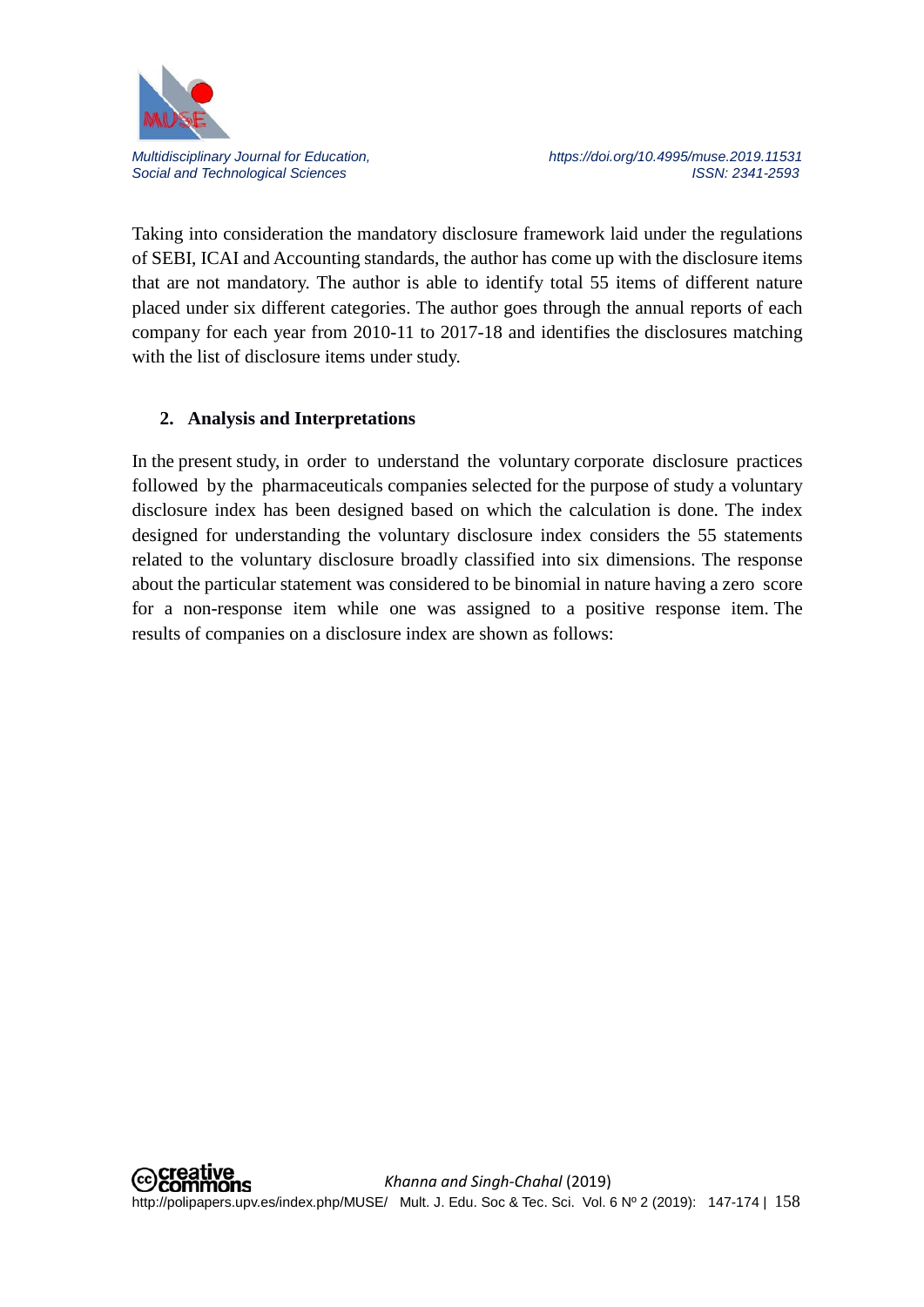Taking into consideration the mandatory disclosure framework laid under the regulations of SEBI, ICAI and Accounting standards, the author has come up with the disclosure items that are not mandatory. The author is able to identify total 55 items of different nature placed under six different categories. The author goes through the annual reports of each company for each year from 2010-11 to 2017-18 and identifies the disclosures matching with the list of disclosure items under study.

## 2. Analysis and Interpretations

In the present study, in order to understand the voluntary corporate disclosure practices followed by the pharmaceuticals companies selected for the purpose of study a voluntary disclosure index has been designed based on which the calculation is done. The index designed for understanding the voluntary disclosure index considers the 55 statements related to the voluntary disclosure broadly classified into six dimensions. The response about the particular statement was considered to be binomial in nature having a zero score for a non-response item while one was assigned to a positive response item. The results of companies on a disclosure index are shown as follows: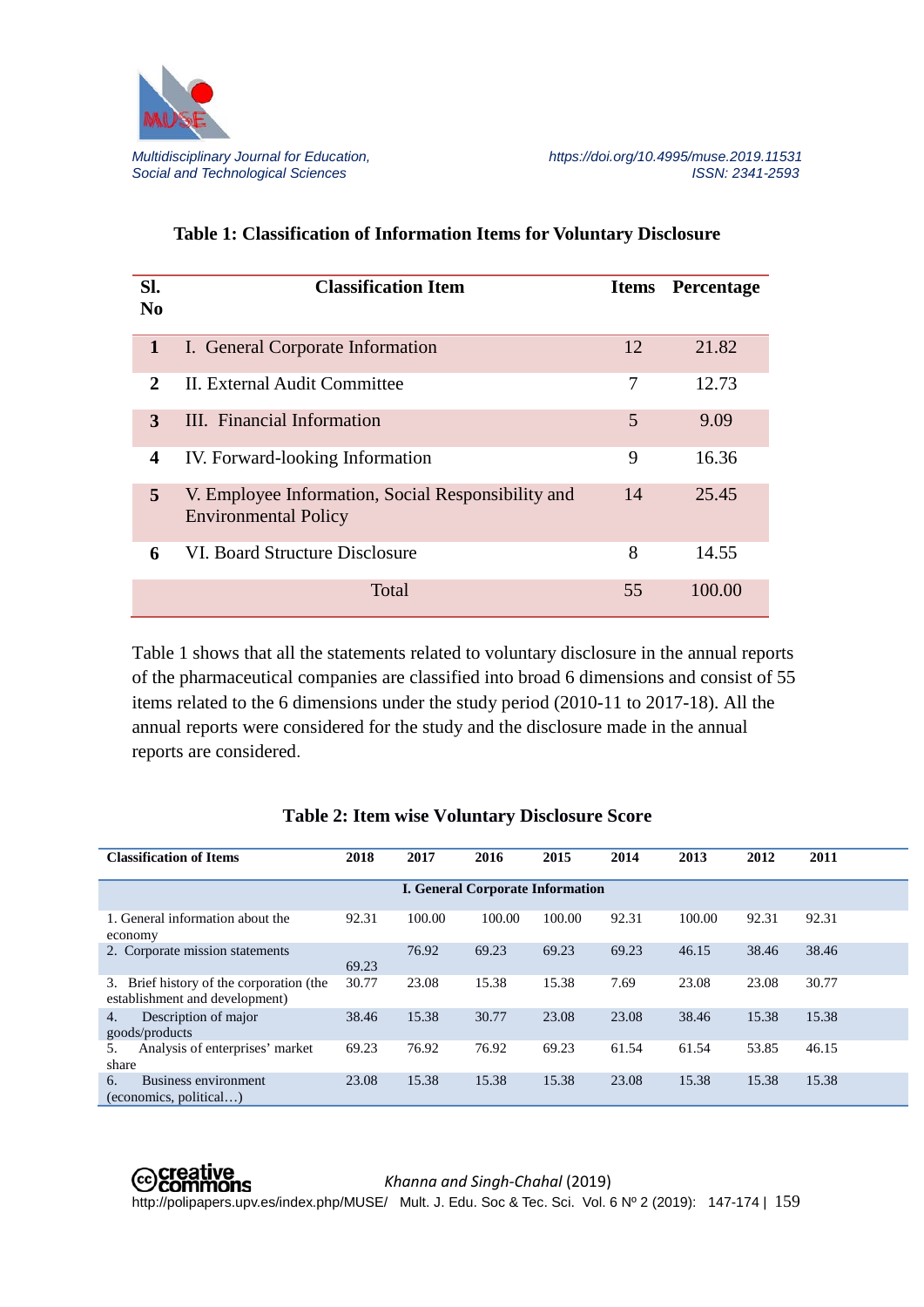**Table 1: Classification of Information Items for Voluntary Disclosure**

| Sl. No | Classification Item | Items | Percentage |
|---|---|---|---|
| **1** | I. General Corporate Information | 12 | 21.82 |
| **2** | II. External Audit Committee | 7 | 12.73 |
| **3** | III. Financial Information | 5 | 9.09 |
| **4** | IV. Forward-looking Information | 9 | 16.36 |
| **5** | V. Employee Information, Social Responsibility and Environmental Policy | 14 | 25.45 |
| **6** | VI. Board Structure Disclosure | 8 | 14.55 |
| | Total | 55 | 100.00 |

Table 1 shows that all the statements related to voluntary disclosure in the annual reports of the pharmaceutical companies are classified into broad 6 dimensions and consist of 55 items related to the 6 dimensions under the study period (2010-11 to 2017-18). All the annual reports were considered for the study and the disclosure made in the annual reports are considered.

**Table 2: Item wise Voluntary Disclosure Score**

| Classification of Items | 2018 | 2017 | 2016 | 2015 | 2014 | 2013 | 2012 | 2011 |
|---|---|---|---|---|---|---|---|---|
| **I. General Corporate Information** | | | | | | | | |
| 1. General information about the economy | 92.31 | 100.00 | 100.00 | 100.00 | 92.31 | 100.00 | 92.31 | 92.31 |
| 2. Corporate mission statements | 69.23 | 76.92 | 69.23 | 69.23 | 69.23 | 46.15 | 38.46 | 38.46 |
| 3. Brief history of the corporation (the establishment and development) | 30.77 | 23.08 | 15.38 | 15.38 | 7.69 | 23.08 | 23.08 | 30.77 |
| 4. Description of major goods/products | 38.46 | 15.38 | 30.77 | 23.08 | 23.08 | 38.46 | 15.38 | 15.38 |
| 5. Analysis of enterprises' market share | 69.23 | 76.92 | 76.92 | 69.23 | 61.54 | 61.54 | 53.85 | 46.15 |
| 6. Business environment (economics, political…) | 23.08 | 15.38 | 15.38 | 15.38 | 23.08 | 15.38 | 15.38 | 15.38 |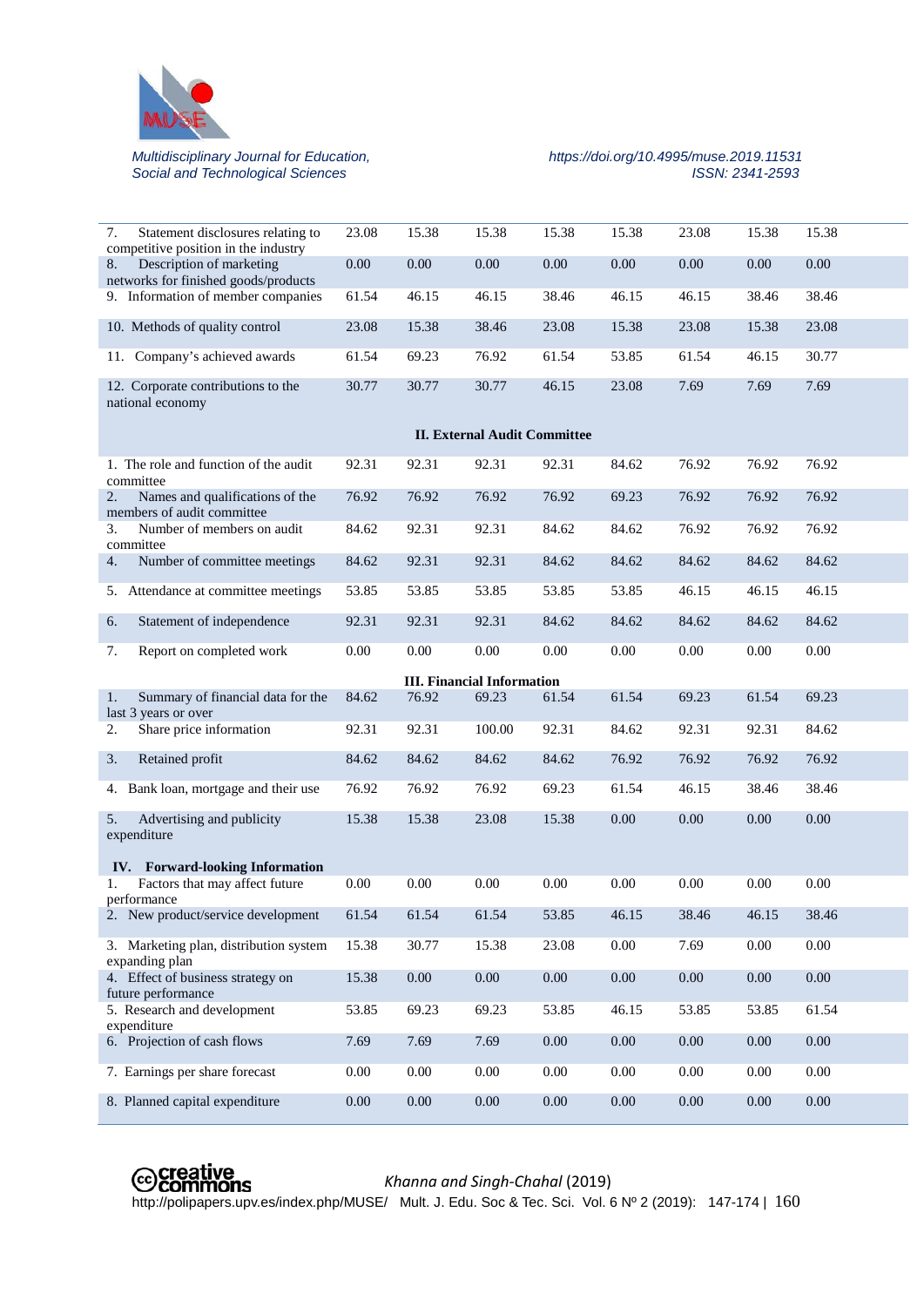| | | | | | | | | |
|---|---|---|---|---|---|---|---|---|
| 7. Statement disclosures relating to competitive position in the industry | 23.08 | 15.38 | 15.38 | 15.38 | 15.38 | 23.08 | 15.38 | 15.38 |
| 8. Description of marketing networks for finished goods/products | 0.00 | 0.00 | 0.00 | 0.00 | 0.00 | 0.00 | 0.00 | 0.00 |
| 9. Information of member companies | 61.54 | 46.15 | 46.15 | 38.46 | 46.15 | 46.15 | 38.46 | 38.46 |
| 10. Methods of quality control | 23.08 | 15.38 | 38.46 | 23.08 | 15.38 | 23.08 | 15.38 | 23.08 |
| 11. Company's achieved awards | 61.54 | 69.23 | 76.92 | 61.54 | 53.85 | 61.54 | 46.15 | 30.77 |
| 12. Corporate contributions to the national economy | 30.77 | 30.77 | 30.77 | 46.15 | 23.08 | 7.69 | 7.69 | 7.69 |
| **II. External Audit Committee** | | | | | | | | |
| 1. The role and function of the audit committee | 92.31 | 92.31 | 92.31 | 92.31 | 84.62 | 76.92 | 76.92 | 76.92 |
| 2. Names and qualifications of the members of audit committee | 76.92 | 76.92 | 76.92 | 76.92 | 69.23 | 76.92 | 76.92 | 76.92 |
| 3. Number of members on audit committee | 84.62 | 92.31 | 92.31 | 84.62 | 84.62 | 76.92 | 76.92 | 76.92 |
| 4. Number of committee meetings | 84.62 | 92.31 | 92.31 | 84.62 | 84.62 | 84.62 | 84.62 | 84.62 |
| 5. Attendance at committee meetings | 53.85 | 53.85 | 53.85 | 53.85 | 53.85 | 46.15 | 46.15 | 46.15 |
| 6. Statement of independence | 92.31 | 92.31 | 92.31 | 84.62 | 84.62 | 84.62 | 84.62 | 84.62 |
| 7. Report on completed work | 0.00 | 0.00 | 0.00 | 0.00 | 0.00 | 0.00 | 0.00 | 0.00 |
| **III. Financial Information** | | | | | | | | |
| 1. Summary of financial data for the last 3 years or over | 84.62 | 76.92 | 69.23 | 61.54 | 61.54 | 69.23 | 61.54 | 69.23 |
| 2. Share price information | 92.31 | 92.31 | 100.00 | 92.31 | 84.62 | 92.31 | 92.31 | 84.62 |
| 3. Retained profit | 84.62 | 84.62 | 84.62 | 84.62 | 76.92 | 76.92 | 76.92 | 76.92 |
| 4. Bank loan, mortgage and their use | 76.92 | 76.92 | 76.92 | 69.23 | 61.54 | 46.15 | 38.46 | 38.46 |
| 5. Advertising and publicity expenditure | 15.38 | 15.38 | 23.08 | 15.38 | 0.00 | 0.00 | 0.00 | 0.00 |
| **IV. Forward-looking Information** | | | | | | | | |
| 1. Factors that may affect future performance | 0.00 | 0.00 | 0.00 | 0.00 | 0.00 | 0.00 | 0.00 | 0.00 |
| 2. New product/service development | 61.54 | 61.54 | 61.54 | 53.85 | 46.15 | 38.46 | 46.15 | 38.46 |
| 3. Marketing plan, distribution system expanding plan | 15.38 | 30.77 | 15.38 | 23.08 | 0.00 | 7.69 | 0.00 | 0.00 |
| 4. Effect of business strategy on future performance | 15.38 | 0.00 | 0.00 | 0.00 | 0.00 | 0.00 | 0.00 | 0.00 |
| 5. Research and development expenditure | 53.85 | 69.23 | 69.23 | 53.85 | 46.15 | 53.85 | 53.85 | 61.54 |
| 6. Projection of cash flows | 7.69 | 7.69 | 7.69 | 0.00 | 0.00 | 0.00 | 0.00 | 0.00 |
| 7. Earnings per share forecast | 0.00 | 0.00 | 0.00 | 0.00 | 0.00 | 0.00 | 0.00 | 0.00 |
| 8. Planned capital expenditure | 0.00 | 0.00 | 0.00 | 0.00 | 0.00 | 0.00 | 0.00 | 0.00 |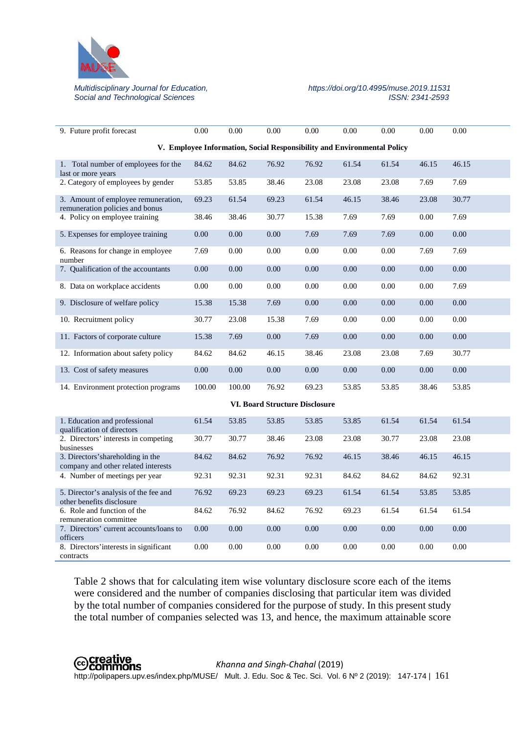| | | | | | | | | |
|---|---|---|---|---|---|---|---|---|
| 9. Future profit forecast | 0.00 | 0.00 | 0.00 | 0.00 | 0.00 | 0.00 | 0.00 | 0.00 |
| **V. Employee Information, Social Responsibility and Environmental Policy** | | | | | | | | |
| 1. Total number of employees for the last or more years | 84.62 | 84.62 | 76.92 | 76.92 | 61.54 | 61.54 | 46.15 | 46.15 |
| 2. Category of employees by gender | 53.85 | 53.85 | 38.46 | 23.08 | 23.08 | 23.08 | 7.69 | 7.69 |
| 3. Amount of employee remuneration, remuneration policies and bonus | 69.23 | 61.54 | 69.23 | 61.54 | 46.15 | 38.46 | 23.08 | 30.77 |
| 4. Policy on employee training | 38.46 | 38.46 | 30.77 | 15.38 | 7.69 | 7.69 | 0.00 | 7.69 |
| 5. Expenses for employee training | 0.00 | 0.00 | 0.00 | 7.69 | 7.69 | 7.69 | 0.00 | 0.00 |
| 6. Reasons for change in employee number | 7.69 | 0.00 | 0.00 | 0.00 | 0.00 | 0.00 | 7.69 | 7.69 |
| 7. Qualification of the accountants | 0.00 | 0.00 | 0.00 | 0.00 | 0.00 | 0.00 | 0.00 | 0.00 |
| 8. Data on workplace accidents | 0.00 | 0.00 | 0.00 | 0.00 | 0.00 | 0.00 | 0.00 | 7.69 |
| 9. Disclosure of welfare policy | 15.38 | 15.38 | 7.69 | 0.00 | 0.00 | 0.00 | 0.00 | 0.00 |
| 10. Recruitment policy | 30.77 | 23.08 | 15.38 | 7.69 | 0.00 | 0.00 | 0.00 | 0.00 |
| 11. Factors of corporate culture | 15.38 | 7.69 | 0.00 | 7.69 | 0.00 | 0.00 | 0.00 | 0.00 |
| 12. Information about safety policy | 84.62 | 84.62 | 46.15 | 38.46 | 23.08 | 23.08 | 7.69 | 30.77 |
| 13. Cost of safety measures | 0.00 | 0.00 | 0.00 | 0.00 | 0.00 | 0.00 | 0.00 | 0.00 |
| 14. Environment protection programs | 100.00 | 100.00 | 76.92 | 69.23 | 53.85 | 53.85 | 38.46 | 53.85 |
| **VI. Board Structure Disclosure** | | | | | | | | |
| 1. Education and professional qualification of directors | 61.54 | 53.85 | 53.85 | 53.85 | 53.85 | 61.54 | 61.54 | 61.54 |
| 2. Directors' interests in competing businesses | 30.77 | 30.77 | 38.46 | 23.08 | 23.08 | 30.77 | 23.08 | 23.08 |
| 3. Directors'shareholding in the company and other related interests | 84.62 | 84.62 | 76.92 | 76.92 | 46.15 | 38.46 | 46.15 | 46.15 |
| 4. Number of meetings per year | 92.31 | 92.31 | 92.31 | 92.31 | 84.62 | 84.62 | 84.62 | 92.31 |
| 5. Director's analysis of the fee and other benefits disclosure | 76.92 | 69.23 | 69.23 | 69.23 | 61.54 | 61.54 | 53.85 | 53.85 |
| 6. Role and function of the remuneration committee | 84.62 | 76.92 | 84.62 | 76.92 | 69.23 | 61.54 | 61.54 | 61.54 |
| 7. Directors' current accounts/loans to officers | 0.00 | 0.00 | 0.00 | 0.00 | 0.00 | 0.00 | 0.00 | 0.00 |
| 8. Directors'interests in significant contracts | 0.00 | 0.00 | 0.00 | 0.00 | 0.00 | 0.00 | 0.00 | 0.00 |

Table 2 shows that for calculating item wise voluntary disclosure score each of the items were considered and the number of companies disclosing that particular item was divided by the total number of companies considered for the purpose of study. In this present study the total number of companies selected was 13, and hence, the maximum attainable score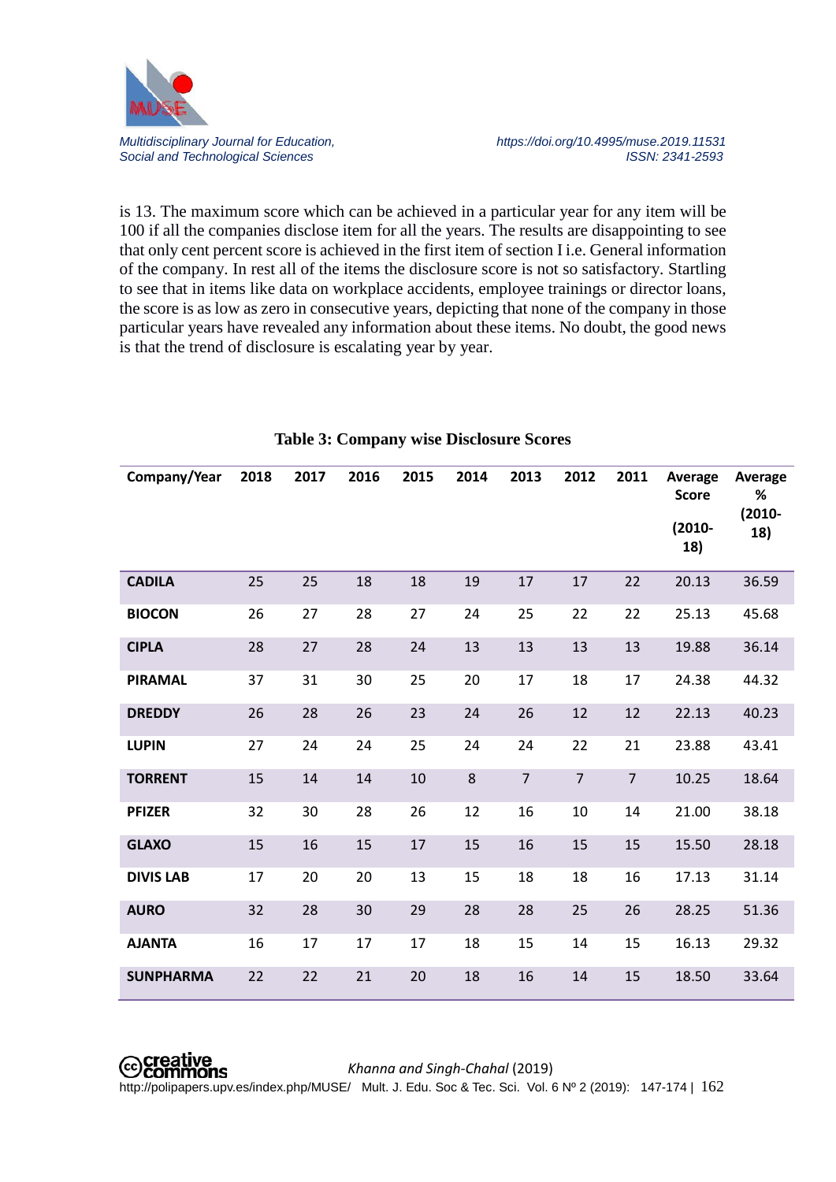is 13. The maximum score which can be achieved in a particular year for any item will be 100 if all the companies disclose item for all the years. The results are disappointing to see that only cent percent score is achieved in the first item of section I i.e. General information of the company. In rest all of the items the disclosure score is not so satisfactory. Startling to see that in items like data on workplace accidents, employee trainings or director loans, the score is as low as zero in consecutive years, depicting that none of the company in those particular years have revealed any information about these items. No doubt, the good news is that the trend of disclosure is escalating year by year.

**Table 3: Company wise Disclosure Scores**

| Company/Year | 2018 | 2017 | 2016 | 2015 | 2014 | 2013 | 2012 | 2011 | Average Score (2010-18) | Average % (2010-18) |
|---|---|---|---|---|---|---|---|---|---|---|
| **CADILA** | 25 | 25 | 18 | 18 | 19 | 17 | 17 | 22 | 20.13 | 36.59 |
| **BIOCON** | 26 | 27 | 28 | 27 | 24 | 25 | 22 | 22 | 25.13 | 45.68 |
| **CIPLA** | 28 | 27 | 28 | 24 | 13 | 13 | 13 | 13 | 19.88 | 36.14 |
| **PIRAMAL** | 37 | 31 | 30 | 25 | 20 | 17 | 18 | 17 | 24.38 | 44.32 |
| **DREDDY** | 26 | 28 | 26 | 23 | 24 | 26 | 12 | 12 | 22.13 | 40.23 |
| **LUPIN** | 27 | 24 | 24 | 25 | 24 | 24 | 22 | 21 | 23.88 | 43.41 |
| **TORRENT** | 15 | 14 | 14 | 10 | 8 | 7 | 7 | 7 | 10.25 | 18.64 |
| **PFIZER** | 32 | 30 | 28 | 26 | 12 | 16 | 10 | 14 | 21.00 | 38.18 |
| **GLAXO** | 15 | 16 | 15 | 17 | 15 | 16 | 15 | 15 | 15.50 | 28.18 |
| **DIVIS LAB** | 17 | 20 | 20 | 13 | 15 | 18 | 18 | 16 | 17.13 | 31.14 |
| **AURO** | 32 | 28 | 30 | 29 | 28 | 28 | 25 | 26 | 28.25 | 51.36 |
| **AJANTA** | 16 | 17 | 17 | 17 | 18 | 15 | 14 | 15 | 16.13 | 29.32 |
| **SUNPHARMA** | 22 | 22 | 21 | 20 | 18 | 16 | 14 | 15 | 18.50 | 33.64 |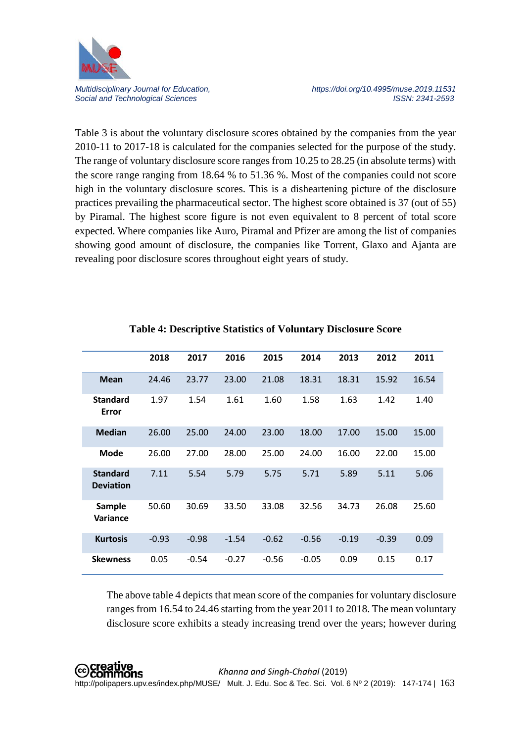Table 3 is about the voluntary disclosure scores obtained by the companies from the year 2010-11 to 2017-18 is calculated for the companies selected for the purpose of the study. The range of voluntary disclosure score ranges from 10.25 to 28.25 (in absolute terms) with the score range ranging from 18.64 % to 51.36 %. Most of the companies could not score high in the voluntary disclosure scores. This is a disheartening picture of the disclosure practices prevailing the pharmaceutical sector. The highest score obtained is 37 (out of 55) by Piramal. The highest score figure is not even equivalent to 8 percent of total score expected. Where companies like Auro, Piramal and Pfizer are among the list of companies showing good amount of disclosure, the companies like Torrent, Glaxo and Ajanta are revealing poor disclosure scores throughout eight years of study.

**Table 4: Descriptive Statistics of Voluntary Disclosure Score**

| | 2018 | 2017 | 2016 | 2015 | 2014 | 2013 | 2012 | 2011 |
|---|---|---|---|---|---|---|---|---|
| **Mean** | 24.46 | 23.77 | 23.00 | 21.08 | 18.31 | 18.31 | 15.92 | 16.54 |
| **Standard Error** | 1.97 | 1.54 | 1.61 | 1.60 | 1.58 | 1.63 | 1.42 | 1.40 |
| **Median** | 26.00 | 25.00 | 24.00 | 23.00 | 18.00 | 17.00 | 15.00 | 15.00 |
| **Mode** | 26.00 | 27.00 | 28.00 | 25.00 | 24.00 | 16.00 | 22.00 | 15.00 |
| **Standard Deviation** | 7.11 | 5.54 | 5.79 | 5.75 | 5.71 | 5.89 | 5.11 | 5.06 |
| **Sample Variance** | 50.60 | 30.69 | 33.50 | 33.08 | 32.56 | 34.73 | 26.08 | 25.60 |
| **Kurtosis** | -0.93 | -0.98 | -1.54 | -0.62 | -0.56 | -0.19 | -0.39 | 0.09 |
| **Skewness** | 0.05 | -0.54 | -0.27 | -0.56 | -0.05 | 0.09 | 0.15 | 0.17 |

The above table 4 depicts that mean score of the companies for voluntary disclosure ranges from 16.54 to 24.46 starting from the year 2011 to 2018. The mean voluntary disclosure score exhibits a steady increasing trend over the years; however during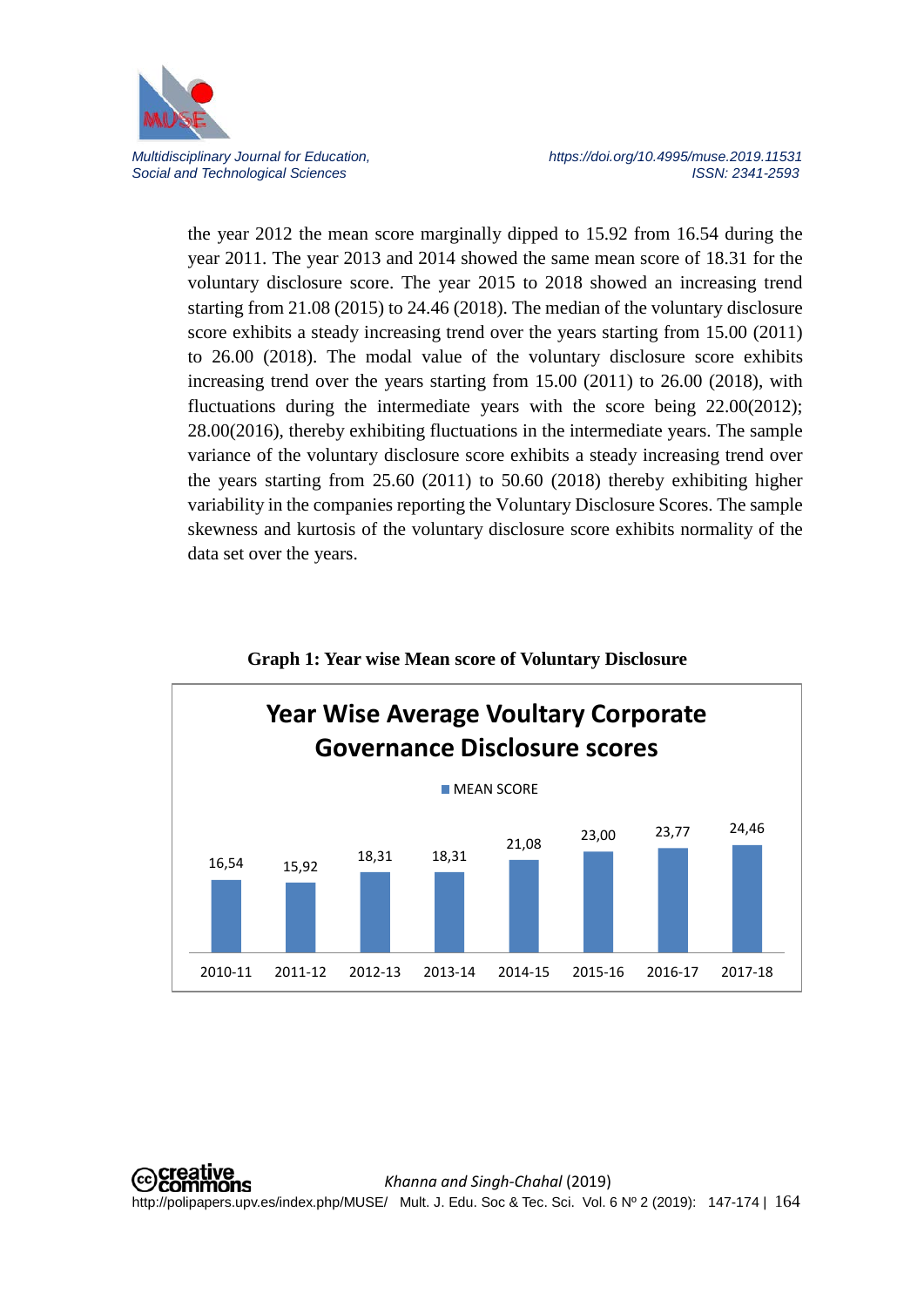the year 2012 the mean score marginally dipped to 15.92 from 16.54 during the year 2011. The year 2013 and 2014 showed the same mean score of 18.31 for the voluntary disclosure score. The year 2015 to 2018 showed an increasing trend starting from 21.08 (2015) to 24.46 (2018). The median of the voluntary disclosure score exhibits a steady increasing trend over the years starting from 15.00 (2011) to 26.00 (2018). The modal value of the voluntary disclosure score exhibits increasing trend over the years starting from 15.00 (2011) to 26.00 (2018), with fluctuations during the intermediate years with the score being 22.00(2012); 28.00(2016), thereby exhibiting fluctuations in the intermediate years. The sample variance of the voluntary disclosure score exhibits a steady increasing trend over the years starting from 25.60 (2011) to 50.60 (2018) thereby exhibiting higher variability in the companies reporting the Voluntary Disclosure Scores. The sample skewness and kurtosis of the voluntary disclosure score exhibits normality of the data set over the years.

**Graph 1: Year wise Mean score of Voluntary Disclosure**

Year Wise Average Voultary Corporate Governance Disclosure scores

MEAN SCORE

| Year | 2010-11 | 2011-12 | 2012-13 | 2013-14 | 2014-15 | 2015-16 | 2016-17 | 2017-18 |
|---|---|---|---|---|---|---|---|---|
| MEAN SCORE | 16,54 | 15,92 | 18,31 | 18,31 | 21,08 | 23,00 | 23,77 | 24,46 |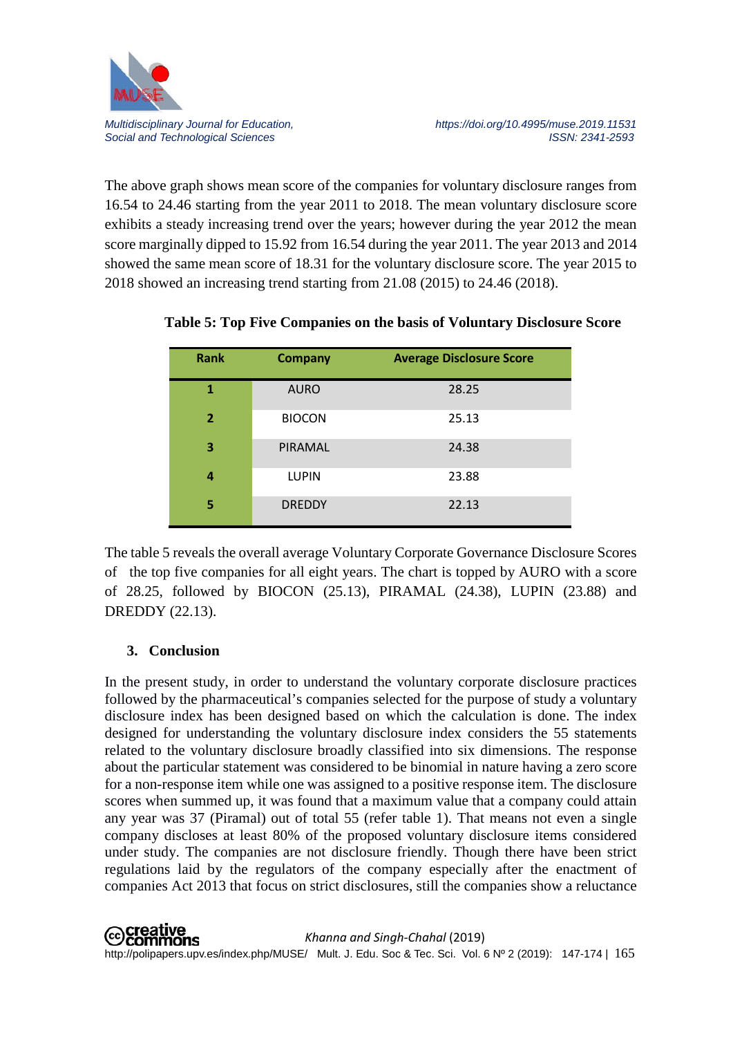The above graph shows mean score of the companies for voluntary disclosure ranges from 16.54 to 24.46 starting from the year 2011 to 2018. The mean voluntary disclosure score exhibits a steady increasing trend over the years; however during the year 2012 the mean score marginally dipped to 15.92 from 16.54 during the year 2011. The year 2013 and 2014 showed the same mean score of 18.31 for the voluntary disclosure score. The year 2015 to 2018 showed an increasing trend starting from 21.08 (2015) to 24.46 (2018).

**Table 5: Top Five Companies on the basis of Voluntary Disclosure Score**

| Rank | Company | Average Disclosure Score |
|---|---|---|
| 1 | AURO | 28.25 |
| 2 | BIOCON | 25.13 |
| 3 | PIRAMAL | 24.38 |
| 4 | LUPIN | 23.88 |
| 5 | DREDDY | 22.13 |

The table 5 reveals the overall average Voluntary Corporate Governance Disclosure Scores of the top five companies for all eight years. The chart is topped by AURO with a score of 28.25, followed by BIOCON (25.13), PIRAMAL (24.38), LUPIN (23.88) and DREDDY (22.13).

## 3. Conclusion

In the present study, in order to understand the voluntary corporate disclosure practices followed by the pharmaceutical's companies selected for the purpose of study a voluntary disclosure index has been designed based on which the calculation is done. The index designed for understanding the voluntary disclosure index considers the 55 statements related to the voluntary disclosure broadly classified into six dimensions. The response about the particular statement was considered to be binomial in nature having a zero score for a non-response item while one was assigned to a positive response item. The disclosure scores when summed up, it was found that a maximum value that a company could attain any year was 37 (Piramal) out of total 55 (refer table 1). That means not even a single company discloses at least 80% of the proposed voluntary disclosure items considered under study. The companies are not disclosure friendly. Though there have been strict regulations laid by the regulators of the company especially after the enactment of companies Act 2013 that focus on strict disclosures, still the companies show a reluctance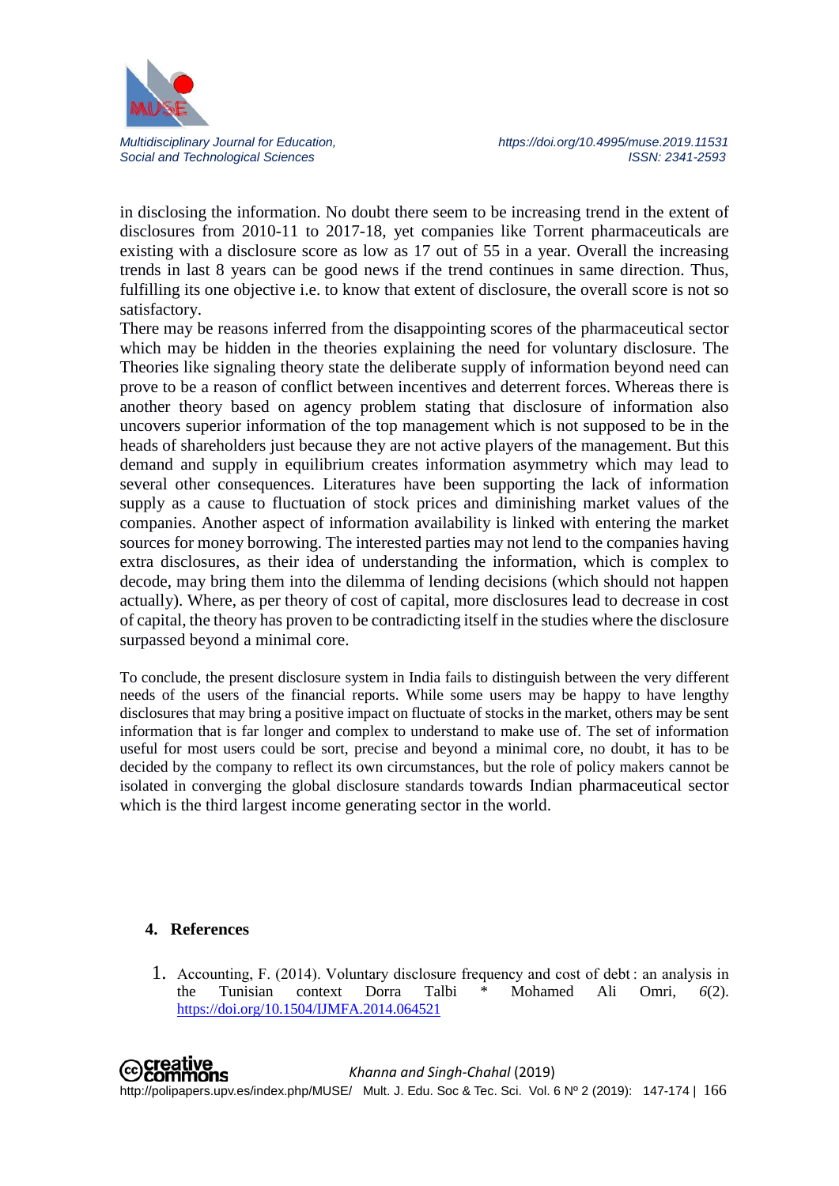in disclosing the information. No doubt there seem to be increasing trend in the extent of disclosures from 2010-11 to 2017-18, yet companies like Torrent pharmaceuticals are existing with a disclosure score as low as 17 out of 55 in a year. Overall the increasing trends in last 8 years can be good news if the trend continues in same direction. Thus, fulfilling its one objective i.e. to know that extent of disclosure, the overall score is not so satisfactory.

There may be reasons inferred from the disappointing scores of the pharmaceutical sector which may be hidden in the theories explaining the need for voluntary disclosure. The Theories like signaling theory state the deliberate supply of information beyond need can prove to be a reason of conflict between incentives and deterrent forces. Whereas there is another theory based on agency problem stating that disclosure of information also uncovers superior information of the top management which is not supposed to be in the heads of shareholders just because they are not active players of the management. But this demand and supply in equilibrium creates information asymmetry which may lead to several other consequences. Literatures have been supporting the lack of information supply as a cause to fluctuation of stock prices and diminishing market values of the companies. Another aspect of information availability is linked with entering the market sources for money borrowing. The interested parties may not lend to the companies having extra disclosures, as their idea of understanding the information, which is complex to decode, may bring them into the dilemma of lending decisions (which should not happen actually). Where, as per theory of cost of capital, more disclosures lead to decrease in cost of capital, the theory has proven to be contradicting itself in the studies where the disclosure surpassed beyond a minimal core.

To conclude, the present disclosure system in India fails to distinguish between the very different needs of the users of the financial reports. While some users may be happy to have lengthy disclosures that may bring a positive impact on fluctuate of stocks in the market, others may be sent information that is far longer and complex to understand to make use of. The set of information useful for most users could be sort, precise and beyond a minimal core, no doubt, it has to be decided by the company to reflect its own circumstances, but the role of policy makers cannot be isolated in converging the global disclosure standards towards Indian pharmaceutical sector which is the third largest income generating sector in the world.

## 4. References

1. Accounting, F. (2014). Voluntary disclosure frequency and cost of debt : an analysis in the Tunisian context Dorra Talbi * Mohamed Ali Omri, *6*(2). https://doi.org/10.1504/IJMFA.2014.064521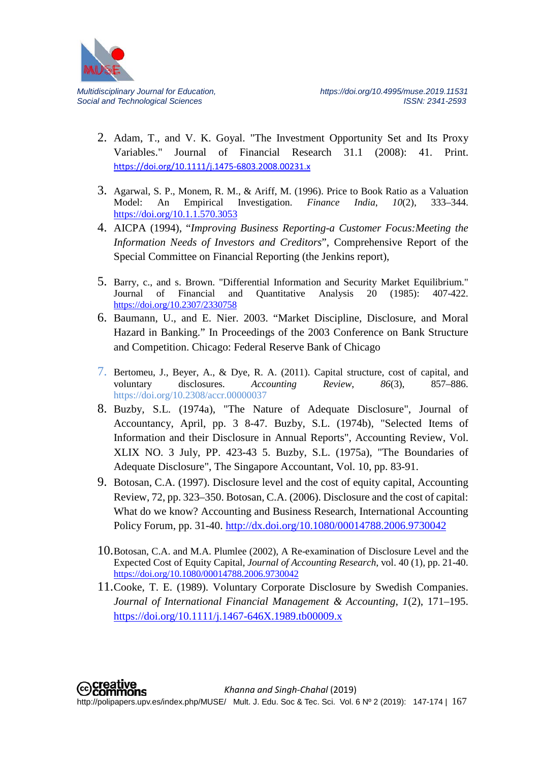2. Adam, T., and V. K. Goyal. "The Investment Opportunity Set and Its Proxy Variables." Journal of Financial Research 31.1 (2008): 41. Print. https://doi.org/10.1111/j.1475-6803.2008.00231.x

3. Agarwal, S. P., Monem, R. M., & Ariff, M. (1996). Price to Book Ratio as a Valuation Model: An Empirical Investigation. *Finance India*, *10*(2), 333–344. https://doi.org/10.1.1.570.3053

4. AICPA (1994), "*Improving Business Reporting-a Customer Focus:Meeting the Information Needs of Investors and Creditors*", Comprehensive Report of the Special Committee on Financial Reporting (the Jenkins report),

5. Barry, c., and s. Brown. "Differential Information and Security Market Equilibrium." Journal of Financial and Quantitative Analysis 20 (1985): 407-422. https://doi.org/10.2307/2330758

6. Baumann, U., and E. Nier. 2003. "Market Discipline, Disclosure, and Moral Hazard in Banking." In Proceedings of the 2003 Conference on Bank Structure and Competition. Chicago: Federal Reserve Bank of Chicago

7. Bertomeu, J., Beyer, A., & Dye, R. A. (2011). Capital structure, cost of capital, and voluntary disclosures. *Accounting Review*, *86*(3), 857–886. https://doi.org/10.2308/accr.00000037

8. Buzby, S.L. (1974a), "The Nature of Adequate Disclosure", Journal of Accountancy, April, pp. 3 8-47. Buzby, S.L. (1974b), "Selected Items of Information and their Disclosure in Annual Reports", Accounting Review, Vol. XLIX NO. 3 July, PP. 423-43 5. Buzby, S.L. (1975a), "The Boundaries of Adequate Disclosure", The Singapore Accountant, Vol. 10, pp. 83-91.

9. Botosan, C.A. (1997). Disclosure level and the cost of equity capital, Accounting Review, 72, pp. 323–350. Botosan, C.A. (2006). Disclosure and the cost of capital: What do we know? Accounting and Business Research, International Accounting Policy Forum, pp. 31-40. http://dx.doi.org/10.1080/00014788.2006.9730042

10. Botosan, C.A. and M.A. Plumlee (2002), A Re-examination of Disclosure Level and the Expected Cost of Equity Capital, *Journal of Accounting Research*, vol. 40 (1), pp. 21-40. https://doi.org/10.1080/00014788.2006.9730042

11. Cooke, T. E. (1989). Voluntary Corporate Disclosure by Swedish Companies. *Journal of International Financial Management & Accounting*, *1*(2), 171–195. https://doi.org/10.1111/j.1467-646X.1989.tb00009.x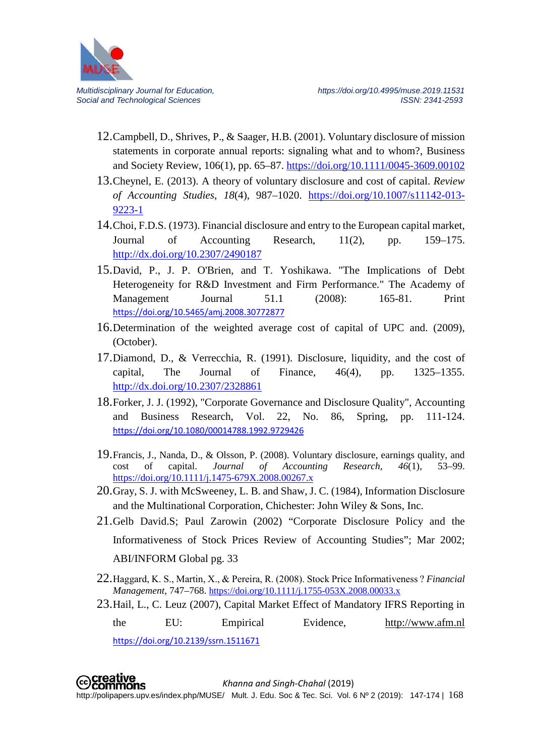12. Campbell, D., Shrives, P., & Saager, H.B. (2001). Voluntary disclosure of mission statements in corporate annual reports: signaling what and to whom?, Business and Society Review, 106(1), pp. 65–87. https://doi.org/10.1111/0045-3609.00102
13. Cheynel, E. (2013). A theory of voluntary disclosure and cost of capital. *Review of Accounting Studies*, *18*(4), 987–1020. https://doi.org/10.1007/s11142-013-9223-1
14. Choi, F.D.S. (1973). Financial disclosure and entry to the European capital market, Journal of Accounting Research, 11(2), pp. 159–175. http://dx.doi.org/10.2307/2490187
15. David, P., J. P. O'Brien, and T. Yoshikawa. "The Implications of Debt Heterogeneity for R&D Investment and Firm Performance." The Academy of Management Journal 51.1 (2008): 165-81. Print https://doi.org/10.5465/amj.2008.30772877
16. Determination of the weighted average cost of capital of UPC and. (2009), (October).
17. Diamond, D., & Verrecchia, R. (1991). Disclosure, liquidity, and the cost of capital, The Journal of Finance, 46(4), pp. 1325–1355. http://dx.doi.org/10.2307/2328861
18. Forker, J. J. (1992), "Corporate Governance and Disclosure Quality", Accounting and Business Research, Vol. 22, No. 86, Spring, pp. 111-124. https://doi.org/10.1080/00014788.1992.9729426
19. Francis, J., Nanda, D., & Olsson, P. (2008). Voluntary disclosure, earnings quality, and cost of capital. *Journal of Accounting Research*, *46*(1), 53–99. https://doi.org/10.1111/j.1475-679X.2008.00267.x
20. Gray, S. J. with McSweeney, L. B. and Shaw, J. C. (1984), Information Disclosure and the Multinational Corporation, Chichester: John Wiley & Sons, Inc.
21. Gelb David.S; Paul Zarowin (2002) "Corporate Disclosure Policy and the Informativeness of Stock Prices Review of Accounting Studies"; Mar 2002; ABI/INFORM Global pg. 33
22. Haggard, K. S., Martin, X., & Pereira, R. (2008). Stock Price Informativeness ? *Financial Management*, 747–768. https://doi.org/10.1111/j.1755-053X.2008.00033.x
23. Hail, L., C. Leuz (2007), Capital Market Effect of Mandatory IFRS Reporting in the EU: Empirical Evidence, http://www.afm.nl https://doi.org/10.2139/ssrn.1511671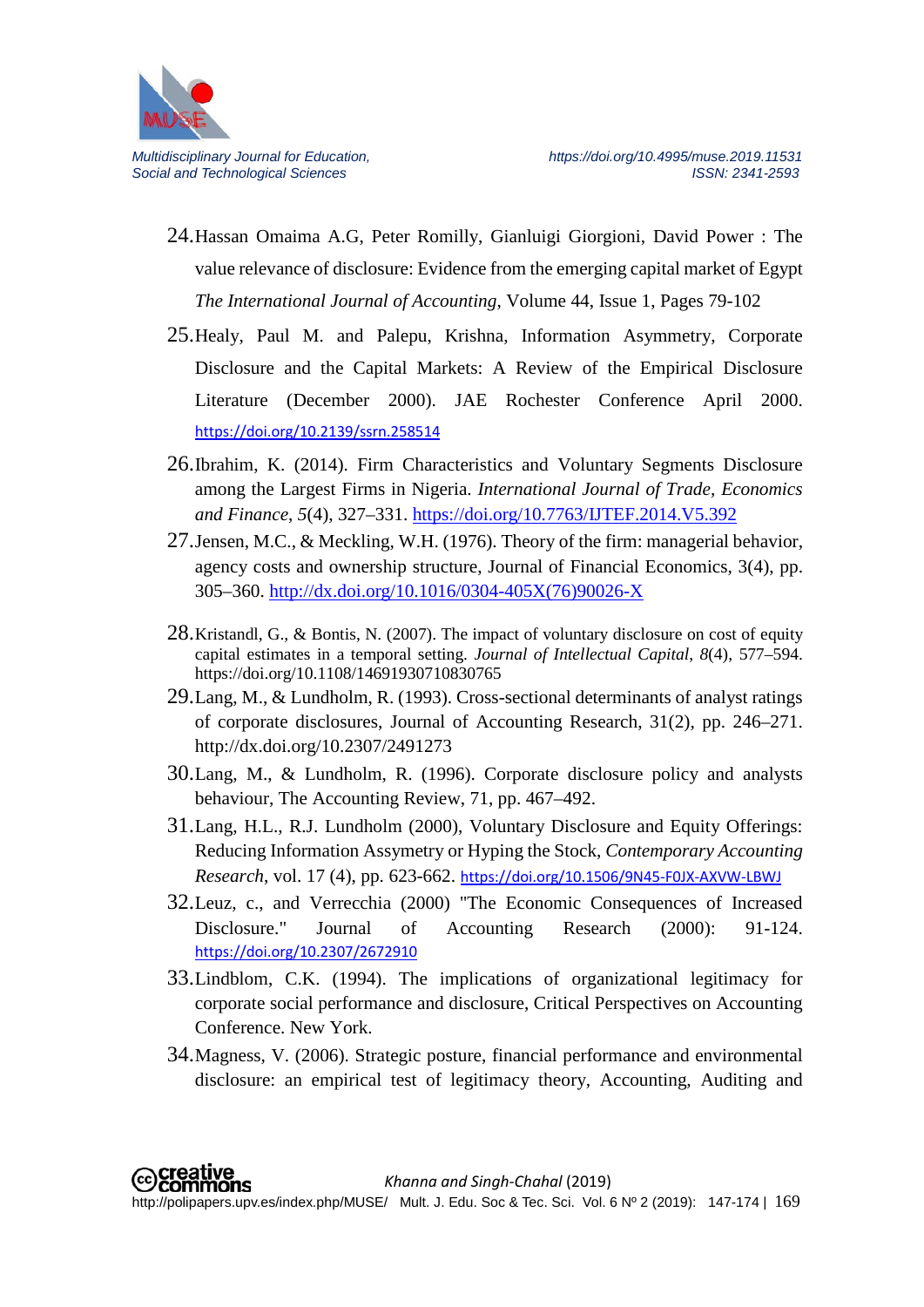24. Hassan Omaima A.G, Peter Romilly, Gianluigi Giorgioni, David Power : The value relevance of disclosure: Evidence from the emerging capital market of Egypt *The International Journal of Accounting*, Volume 44, Issue 1, Pages 79-102
25. Healy, Paul M. and Palepu, Krishna, Information Asymmetry, Corporate Disclosure and the Capital Markets: A Review of the Empirical Disclosure Literature (December 2000). JAE Rochester Conference April 2000. https://doi.org/10.2139/ssrn.258514
26. Ibrahim, K. (2014). Firm Characteristics and Voluntary Segments Disclosure among the Largest Firms in Nigeria. *International Journal of Trade, Economics and Finance*, *5*(4), 327–331. https://doi.org/10.7763/IJTEF.2014.V5.392
27. Jensen, M.C., & Meckling, W.H. (1976). Theory of the firm: managerial behavior, agency costs and ownership structure, Journal of Financial Economics, 3(4), pp. 305–360. http://dx.doi.org/10.1016/0304-405X(76)90026-X
28. Kristandl, G., & Bontis, N. (2007). The impact of voluntary disclosure on cost of equity capital estimates in a temporal setting. *Journal of Intellectual Capital*, *8*(4), 577–594. https://doi.org/10.1108/14691930710830765
29. Lang, M., & Lundholm, R. (1993). Cross-sectional determinants of analyst ratings of corporate disclosures, Journal of Accounting Research, 31(2), pp. 246–271. http://dx.doi.org/10.2307/2491273
30. Lang, M., & Lundholm, R. (1996). Corporate disclosure policy and analysts behaviour, The Accounting Review, 71, pp. 467–492.
31. Lang, H.L., R.J. Lundholm (2000), Voluntary Disclosure and Equity Offerings: Reducing Information Assymetry or Hyping the Stock, *Contemporary Accounting Research*, vol. 17 (4), pp. 623-662. https://doi.org/10.1506/9N45-F0JX-AXVW-LBWJ
32. Leuz, c., and Verrecchia (2000) "The Economic Consequences of Increased Disclosure." Journal of Accounting Research (2000): 91-124. https://doi.org/10.2307/2672910
33. Lindblom, C.K. (1994). The implications of organizational legitimacy for corporate social performance and disclosure, Critical Perspectives on Accounting Conference. New York.
34. Magness, V. (2006). Strategic posture, financial performance and environmental disclosure: an empirical test of legitimacy theory, Accounting, Auditing and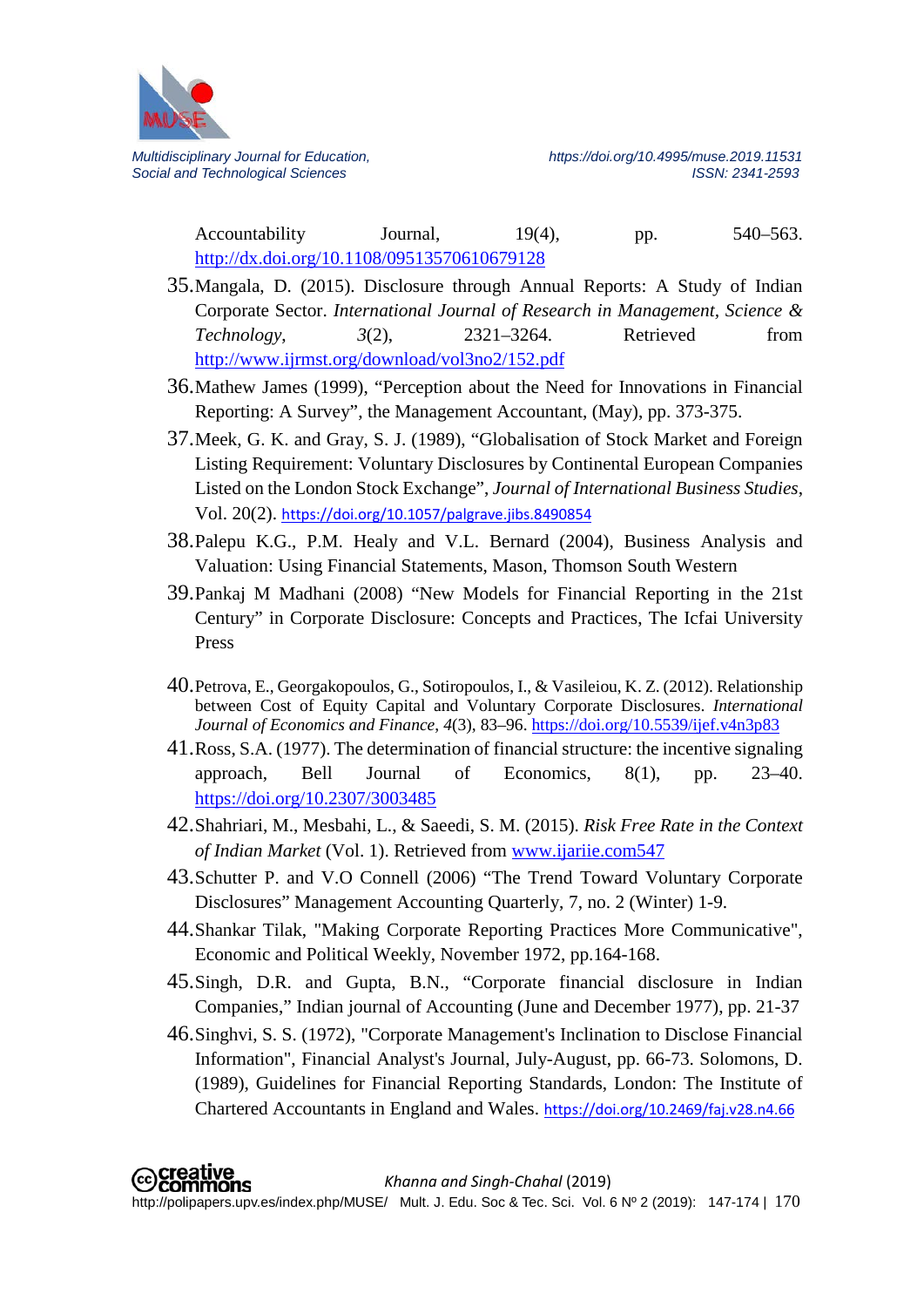Accountability Journal, 19(4), pp. 540–563. http://dx.doi.org/10.1108/09513570610679128

35. Mangala, D. (2015). Disclosure through Annual Reports: A Study of Indian Corporate Sector. *International Journal of Research in Management, Science & Technology*, *3*(2), 2321–3264. Retrieved from http://www.ijrmst.org/download/vol3no2/152.pdf
36. Mathew James (1999), "Perception about the Need for Innovations in Financial Reporting: A Survey", the Management Accountant, (May), pp. 373-375.
37. Meek, G. K. and Gray, S. J. (1989), "Globalisation of Stock Market and Foreign Listing Requirement: Voluntary Disclosures by Continental European Companies Listed on the London Stock Exchange", *Journal of International Business Studies*, Vol. 20(2). https://doi.org/10.1057/palgrave.jibs.8490854
38. Palepu K.G., P.M. Healy and V.L. Bernard (2004), Business Analysis and Valuation: Using Financial Statements, Mason, Thomson South Western
39. Pankaj M Madhani (2008) "New Models for Financial Reporting in the 21st Century" in Corporate Disclosure: Concepts and Practices, The Icfai University Press
40. Petrova, E., Georgakopoulos, G., Sotiropoulos, I., & Vasileiou, K. Z. (2012). Relationship between Cost of Equity Capital and Voluntary Corporate Disclosures. *International Journal of Economics and Finance*, *4*(3), 83–96. https://doi.org/10.5539/ijef.v4n3p83
41. Ross, S.A. (1977). The determination of financial structure: the incentive signaling approach, Bell Journal of Economics, 8(1), pp. 23–40. https://doi.org/10.2307/3003485
42. Shahriari, M., Mesbahi, L., & Saeedi, S. M. (2015). *Risk Free Rate in the Context of Indian Market* (Vol. 1). Retrieved from www.ijariie.com547
43. Schutter P. and V.O Connell (2006) "The Trend Toward Voluntary Corporate Disclosures" Management Accounting Quarterly, 7, no. 2 (Winter) 1-9.
44. Shankar Tilak, "Making Corporate Reporting Practices More Communicative", Economic and Political Weekly, November 1972, pp.164-168.
45. Singh, D.R. and Gupta, B.N., "Corporate financial disclosure in Indian Companies," Indian journal of Accounting (June and December 1977), pp. 21-37
46. Singhvi, S. S. (1972), "Corporate Management's Inclination to Disclose Financial Information", Financial Analyst's Journal, July-August, pp. 66-73. Solomons, D. (1989), Guidelines for Financial Reporting Standards, London: The Institute of Chartered Accountants in England and Wales. https://doi.org/10.2469/faj.v28.n4.66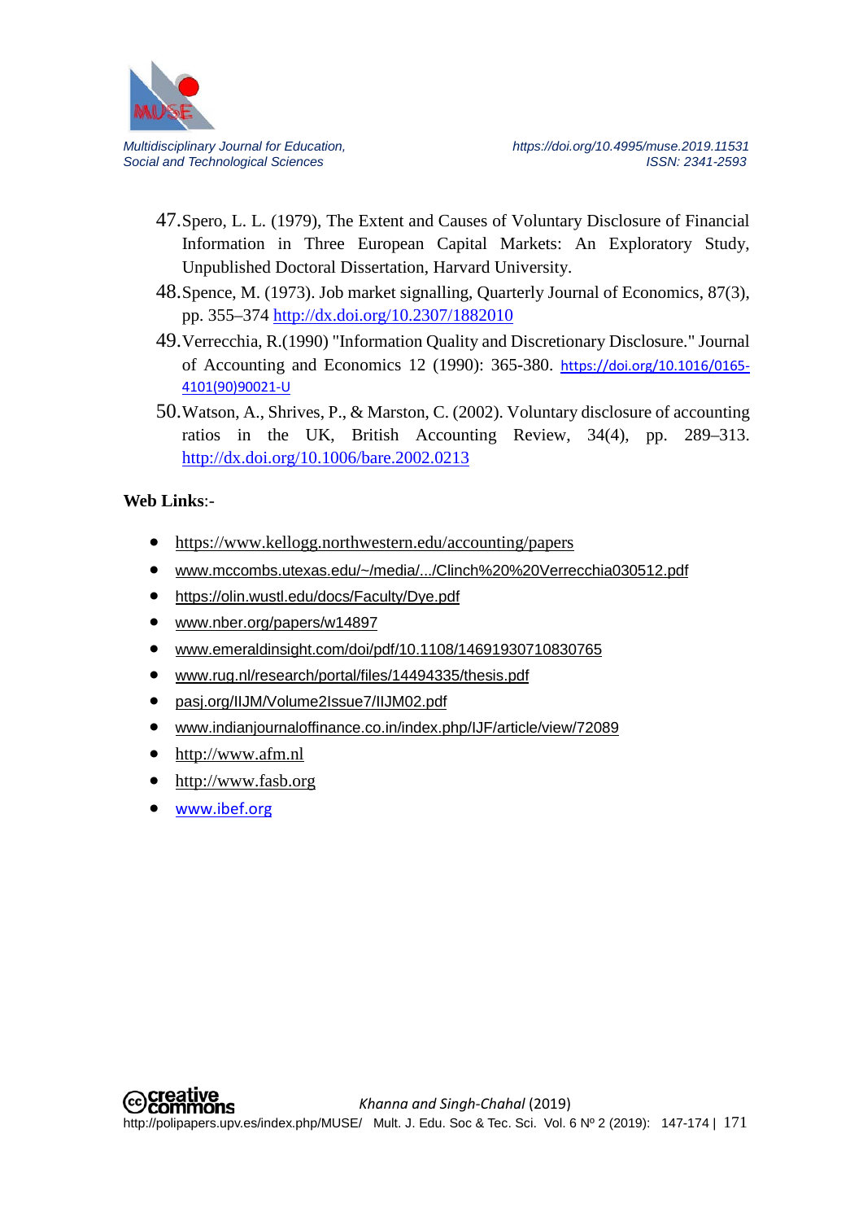47. Spero, L. L. (1979), The Extent and Causes of Voluntary Disclosure of Financial Information in Three European Capital Markets: An Exploratory Study, Unpublished Doctoral Dissertation, Harvard University.
48. Spence, M. (1973). Job market signalling, Quarterly Journal of Economics, 87(3), pp. 355–374 http://dx.doi.org/10.2307/1882010
49. Verrecchia, R.(1990) "Information Quality and Discretionary Disclosure." Journal of Accounting and Economics 12 (1990): 365-380. https://doi.org/10.1016/0165-4101(90)90021-U
50. Watson, A., Shrives, P., & Marston, C. (2002). Voluntary disclosure of accounting ratios in the UK, British Accounting Review, 34(4), pp. 289–313. http://dx.doi.org/10.1006/bare.2002.0213

**Web Links**:-

- https://www.kellogg.northwestern.edu/accounting/papers
- www.mccombs.utexas.edu/~/media/.../Clinch%20%20Verrecchia030512.pdf
- https://olin.wustl.edu/docs/Faculty/Dye.pdf
- www.nber.org/papers/w14897
- www.emeraldinsight.com/doi/pdf/10.1108/14691930710830765
- www.rug.nl/research/portal/files/14494335/thesis.pdf
- pasj.org/IIJM/Volume2Issue7/IIJM02.pdf
- www.indianjournaloffinance.co.in/index.php/IJF/article/view/72089
- http://www.afm.nl
- http://www.fasb.org
- www.ibef.org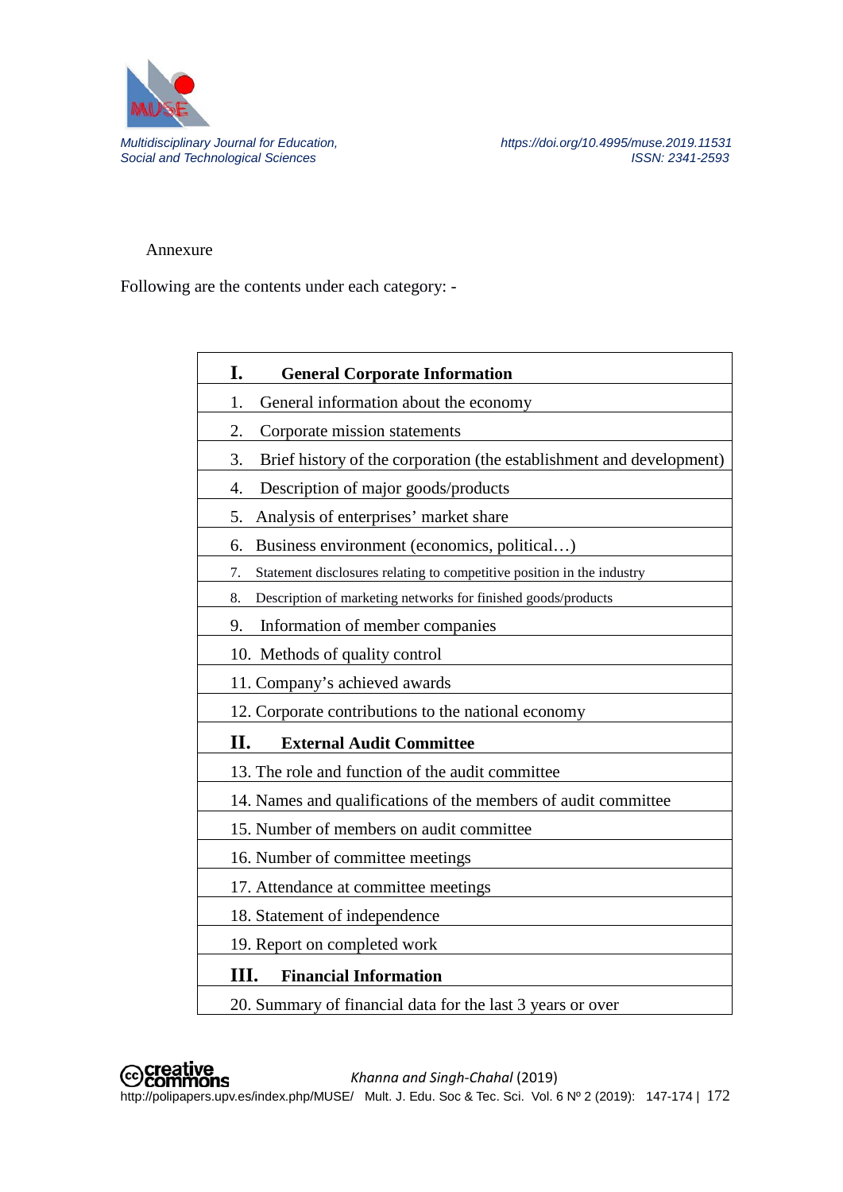Annexure

Following are the contents under each category: -

| **I. General Corporate Information** |
|---|
| 1. General information about the economy |
| 2. Corporate mission statements |
| 3. Brief history of the corporation (the establishment and development) |
| 4. Description of major goods/products |
| 5. Analysis of enterprises' market share |
| 6. Business environment (economics, political…) |
| 7. Statement disclosures relating to competitive position in the industry |
| 8. Description of marketing networks for finished goods/products |
| 9. Information of member companies |
| 10. Methods of quality control |
| 11. Company's achieved awards |
| 12. Corporate contributions to the national economy |
| **II. External Audit Committee** |
| 13. The role and function of the audit committee |
| 14. Names and qualifications of the members of audit committee |
| 15. Number of members on audit committee |
| 16. Number of committee meetings |
| 17. Attendance at committee meetings |
| 18. Statement of independence |
| 19. Report on completed work |
| **III. Financial Information** |
| 20. Summary of financial data for the last 3 years or over |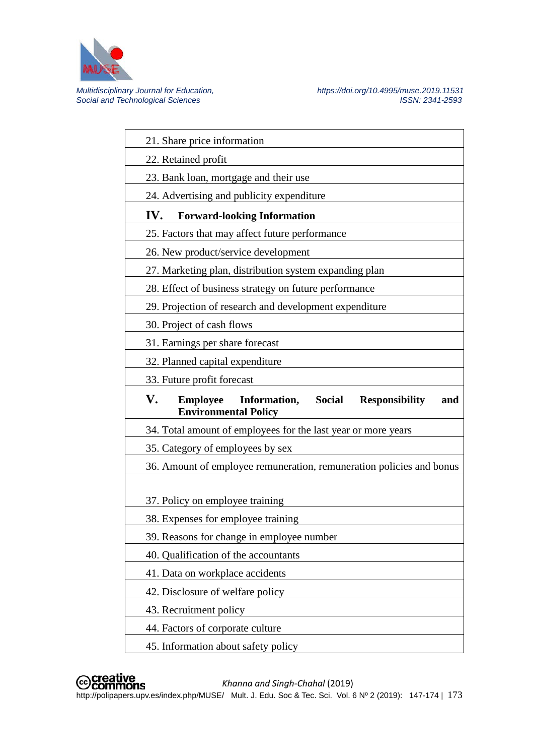| |
|---|
| 21. Share price information |
| 22. Retained profit |
| 23. Bank loan, mortgage and their use |
| 24. Advertising and publicity expenditure |
| **IV. Forward-looking Information** |
| 25. Factors that may affect future performance |
| 26. New product/service development |
| 27. Marketing plan, distribution system expanding plan |
| 28. Effect of business strategy on future performance |
| 29. Projection of research and development expenditure |
| 30. Project of cash flows |
| 31. Earnings per share forecast |
| 32. Planned capital expenditure |
| 33. Future profit forecast |
| **V. Employee Information, Social Responsibility and Environmental Policy** |
| 34. Total amount of employees for the last year or more years |
| 35. Category of employees by sex |
| 36. Amount of employee remuneration, remuneration policies and bonus |
| 37. Policy on employee training |
| 38. Expenses for employee training |
| 39. Reasons for change in employee number |
| 40. Qualification of the accountants |
| 41. Data on workplace accidents |
| 42. Disclosure of welfare policy |
| 43. Recruitment policy |
| 44. Factors of corporate culture |
| 45. Information about safety policy |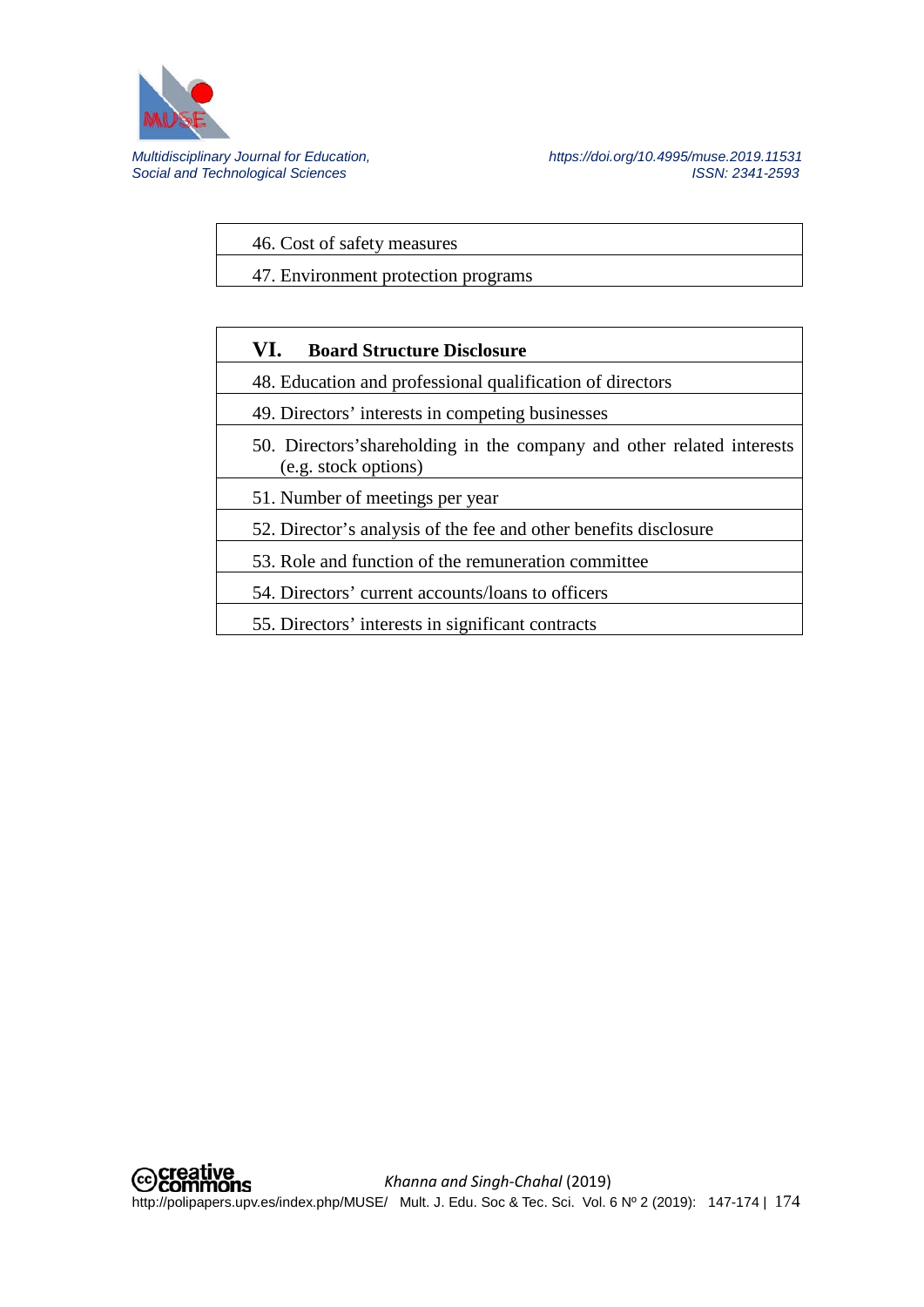| |
|---|
| 46. Cost of safety measures |
| 47. Environment protection programs |

| **VI. Board Structure Disclosure** |
|---|
| 48. Education and professional qualification of directors |
| 49. Directors' interests in competing businesses |
| 50. Directors'shareholding in the company and other related interests (e.g. stock options) |
| 51. Number of meetings per year |
| 52. Director's analysis of the fee and other benefits disclosure |
| 53. Role and function of the remuneration committee |
| 54. Directors' current accounts/loans to officers |
| 55. Directors' interests in significant contracts |